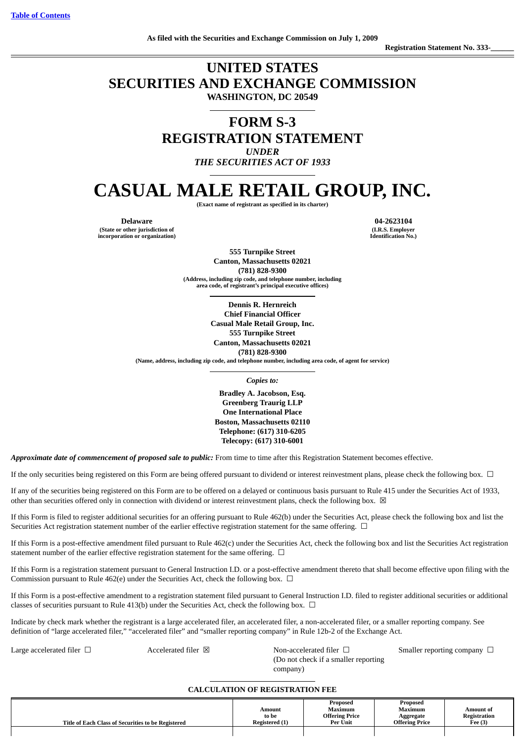[Table of Contents](#)

**As filed with the Securities and Exchange Commission on July 1, 2009**

**Registration Statement No. 333-\_\_\_\_\_\_**

# UNITED STATES SECURITIES AND EXCHANGE COMMISSION

**WASHINGTON, DC 20549**

# FORM S-3 REGISTRATION STATEMENT

***UNDER***
***THE SECURITIES ACT OF 1933***

# CASUAL MALE RETAIL GROUP, INC.

**(Exact name of registrant as specified in its charter)**

| **Delaware** | **04-2623104** |
|---|---|
| **(State or other jurisdiction of incorporation or organization)** | **(I.R.S. Employer Identification No.)** |

**555 Turnpike Street**
**Canton, Massachusetts 02021**
**(781) 828-9300**
**(Address, including zip code, and telephone number, including area code, of registrant's principal executive offices)**

**Dennis R. Hernreich**
**Chief Financial Officer**
**Casual Male Retail Group, Inc.**
**555 Turnpike Street**
**Canton, Massachusetts 02021**
**(781) 828-9300**
**(Name, address, including zip code, and telephone number, including area code, of agent for service)**

*Copies to:*

**Bradley A. Jacobson, Esq.**
**Greenberg Traurig LLP**
**One International Place**
**Boston, Massachusetts 02110**
**Telephone: (617) 310-6205**
**Telecopy: (617) 310-6001**

***Approximate date of commencement of proposed sale to public:*** From time to time after this Registration Statement becomes effective.

If the only securities being registered on this Form are being offered pursuant to dividend or interest reinvestment plans, please check the following box. ☐

If any of the securities being registered on this Form are to be offered on a delayed or continuous basis pursuant to Rule 415 under the Securities Act of 1933, other than securities offered only in connection with dividend or interest reinvestment plans, check the following box. ☒

If this Form is filed to register additional securities for an offering pursuant to Rule 462(b) under the Securities Act, please check the following box and list the Securities Act registration statement number of the earlier effective registration statement for the same offering. ☐

If this Form is a post-effective amendment filed pursuant to Rule 462(c) under the Securities Act, check the following box and list the Securities Act registration statement number of the earlier effective registration statement for the same offering. ☐

If this Form is a registration statement pursuant to General Instruction I.D. or a post-effective amendment thereto that shall become effective upon filing with the Commission pursuant to Rule 462(e) under the Securities Act, check the following box. ☐

If this Form is a post-effective amendment to a registration statement filed pursuant to General Instruction I.D. filed to register additional securities or additional classes of securities pursuant to Rule 413(b) under the Securities Act, check the following box. ☐

Indicate by check mark whether the registrant is a large accelerated filer, an accelerated filer, a non-accelerated filer, or a smaller reporting company. See definition of "large accelerated filer," "accelerated filer" and "smaller reporting company" in Rule 12b-2 of the Exchange Act.

| Large accelerated filer ☐ | Accelerated filer ☒ | Non-accelerated filer ☐ (Do not check if a smaller reporting company) | Smaller reporting company ☐ |
|---|---|---|---|

**CALCULATION OF REGISTRATION FEE**

| Title of Each Class of Securities to be Registered | Amount to be Registered (1) | Proposed Maximum Offering Price Per Unit | Proposed Maximum Aggregate Offering Price | Amount of Registration Fee (3) |
|---|---|---|---|---|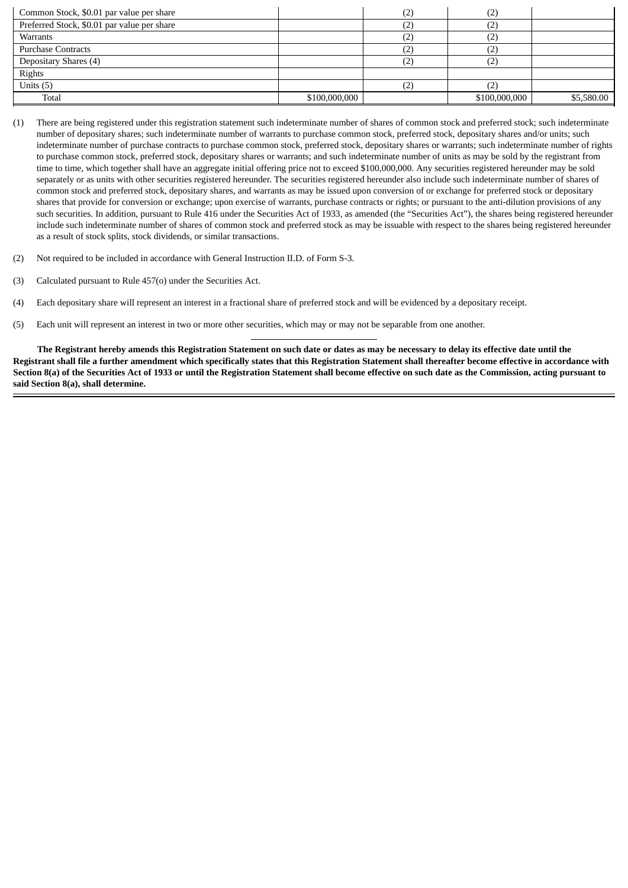| | | | | |
|---|---|---|---|---|
| Common Stock, $0.01 par value per share | | (2) | (2) | |
| Preferred Stock, $0.01 par value per share | | (2) | (2) | |
| Warrants | | (2) | (2) | |
| Purchase Contracts | | (2) | (2) | |
| Depositary Shares (4) | | (2) | (2) | |
| Rights | | | | |
| Units (5) | | (2) | (2) | |
| Total | $100,000,000 | | $100,000,000 | $5,580.00 |

(1) There are being registered under this registration statement such indeterminate number of shares of common stock and preferred stock; such indeterminate number of depositary shares; such indeterminate number of warrants to purchase common stock, preferred stock, depositary shares and/or units; such indeterminate number of purchase contracts to purchase common stock, preferred stock, depositary shares or warrants; such indeterminate number of rights to purchase common stock, preferred stock, depositary shares or warrants; and such indeterminate number of units as may be sold by the registrant from time to time, which together shall have an aggregate initial offering price not to exceed $100,000,000. Any securities registered hereunder may be sold separately or as units with other securities registered hereunder. The securities registered hereunder also include such indeterminate number of shares of common stock and preferred stock, depositary shares, and warrants as may be issued upon conversion of or exchange for preferred stock or depositary shares that provide for conversion or exchange; upon exercise of warrants, purchase contracts or rights; or pursuant to the anti-dilution provisions of any such securities. In addition, pursuant to Rule 416 under the Securities Act of 1933, as amended (the "Securities Act"), the shares being registered hereunder include such indeterminate number of shares of common stock and preferred stock as may be issuable with respect to the shares being registered hereunder as a result of stock splits, stock dividends, or similar transactions.

(2) Not required to be included in accordance with General Instruction II.D. of Form S-3.

(3) Calculated pursuant to Rule 457(o) under the Securities Act.

(4) Each depositary share will represent an interest in a fractional share of preferred stock and will be evidenced by a depositary receipt.

(5) Each unit will represent an interest in two or more other securities, which may or may not be separable from one another.

---

**The Registrant hereby amends this Registration Statement on such date or dates as may be necessary to delay its effective date until the Registrant shall file a further amendment which specifically states that this Registration Statement shall thereafter become effective in accordance with Section 8(a) of the Securities Act of 1933 or until the Registration Statement shall become effective on such date as the Commission, acting pursuant to said Section 8(a), shall determine.**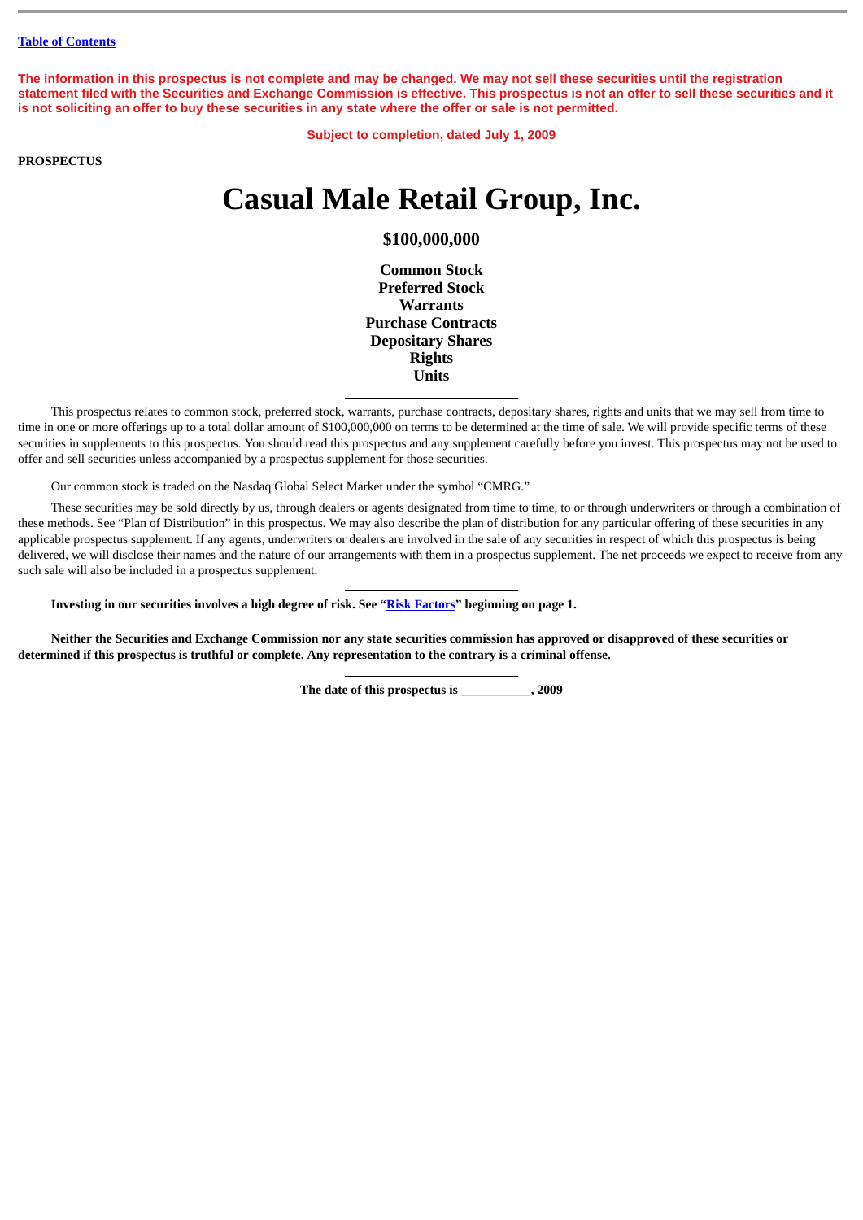Table of Contents

**The information in this prospectus is not complete and may be changed. We may not sell these securities until the registration statement filed with the Securities and Exchange Commission is effective. This prospectus is not an offer to sell these securities and it is not soliciting an offer to buy these securities in any state where the offer or sale is not permitted.**

**Subject to completion, dated July 1, 2009**

**PROSPECTUS**

# Casual Male Retail Group, Inc.

## $100,000,000

**Common Stock**
**Preferred Stock**
**Warrants**
**Purchase Contracts**
**Depositary Shares**
**Rights**
**Units**

---

This prospectus relates to common stock, preferred stock, warrants, purchase contracts, depositary shares, rights and units that we may sell from time to time in one or more offerings up to a total dollar amount of $100,000,000 on terms to be determined at the time of sale. We will provide specific terms of these securities in supplements to this prospectus. You should read this prospectus and any supplement carefully before you invest. This prospectus may not be used to offer and sell securities unless accompanied by a prospectus supplement for those securities.

Our common stock is traded on the Nasdaq Global Select Market under the symbol "CMRG."

These securities may be sold directly by us, through dealers or agents designated from time to time, to or through underwriters or through a combination of these methods. See "Plan of Distribution" in this prospectus. We may also describe the plan of distribution for any particular offering of these securities in any applicable prospectus supplement. If any agents, underwriters or dealers are involved in the sale of any securities in respect of which this prospectus is being delivered, we will disclose their names and the nature of our arrangements with them in a prospectus supplement. The net proceeds we expect to receive from any such sale will also be included in a prospectus supplement.

---

**Investing in our securities involves a high degree of risk. See "Risk Factors" beginning on page 1.**

---

**Neither the Securities and Exchange Commission nor any state securities commission has approved or disapproved of these securities or determined if this prospectus is truthful or complete. Any representation to the contrary is a criminal offense.**

---

**The date of this prospectus is ___________, 2009**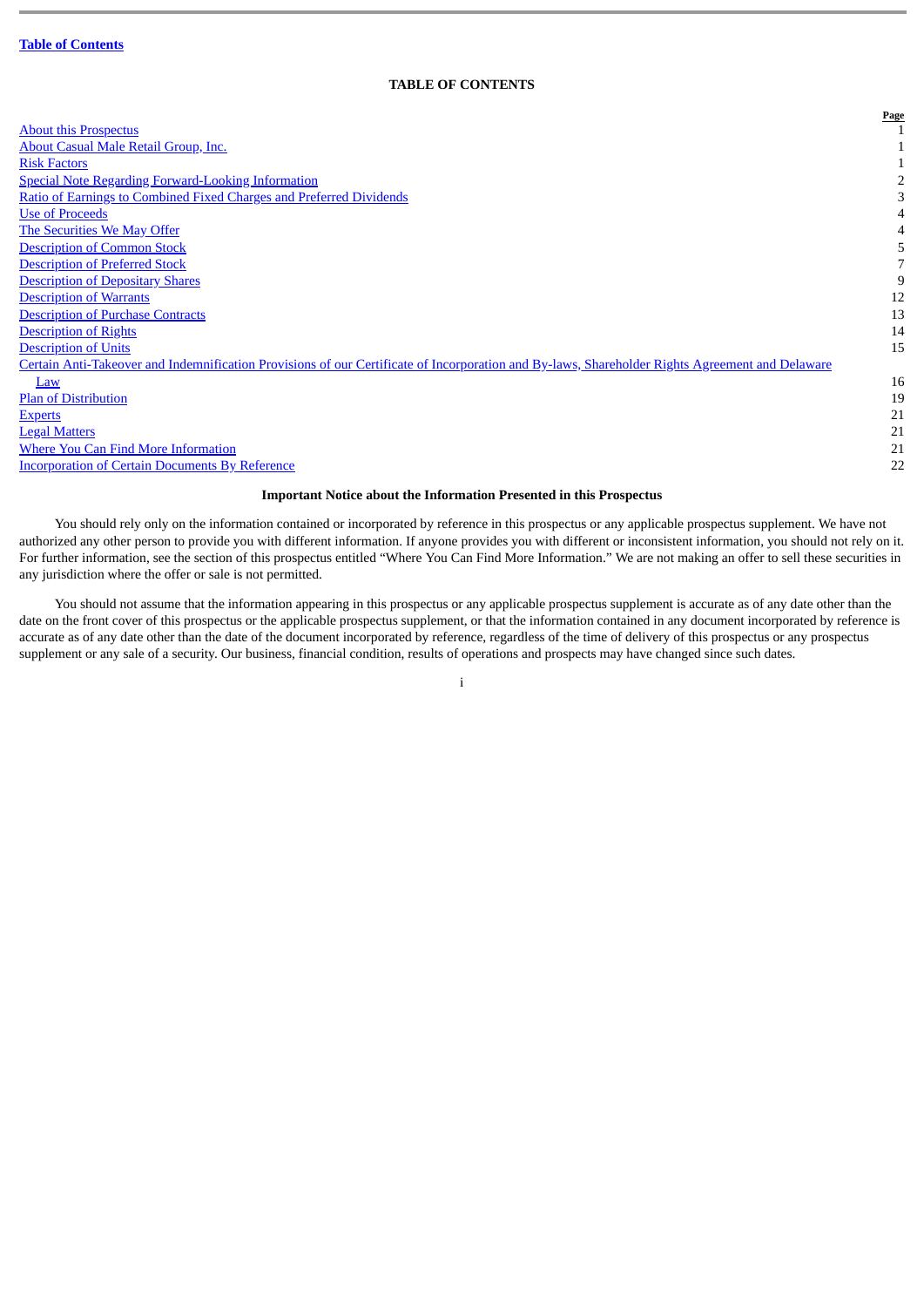[Table of Contents](#)

## TABLE OF CONTENTS

| | Page |
|---|---|
| About this Prospectus | 1 |
| About Casual Male Retail Group, Inc. | 1 |
| Risk Factors | 1 |
| Special Note Regarding Forward-Looking Information | 2 |
| Ratio of Earnings to Combined Fixed Charges and Preferred Dividends | 3 |
| Use of Proceeds | 4 |
| The Securities We May Offer | 4 |
| Description of Common Stock | 5 |
| Description of Preferred Stock | 7 |
| Description of Depositary Shares | 9 |
| Description of Warrants | 12 |
| Description of Purchase Contracts | 13 |
| Description of Rights | 14 |
| Description of Units | 15 |
| Certain Anti-Takeover and Indemnification Provisions of our Certificate of Incorporation and By-laws, Shareholder Rights Agreement and Delaware Law | 16 |
| Plan of Distribution | 19 |
| Experts | 21 |
| Legal Matters | 21 |
| Where You Can Find More Information | 21 |
| Incorporation of Certain Documents By Reference | 22 |

### Important Notice about the Information Presented in this Prospectus

You should rely only on the information contained or incorporated by reference in this prospectus or any applicable prospectus supplement. We have not authorized any other person to provide you with different information. If anyone provides you with different or inconsistent information, you should not rely on it. For further information, see the section of this prospectus entitled "Where You Can Find More Information." We are not making an offer to sell these securities in any jurisdiction where the offer or sale is not permitted.

You should not assume that the information appearing in this prospectus or any applicable prospectus supplement is accurate as of any date other than the date on the front cover of this prospectus or the applicable prospectus supplement, or that the information contained in any document incorporated by reference is accurate as of any date other than the date of the document incorporated by reference, regardless of the time of delivery of this prospectus or any prospectus supplement or any sale of a security. Our business, financial condition, results of operations and prospects may have changed since such dates.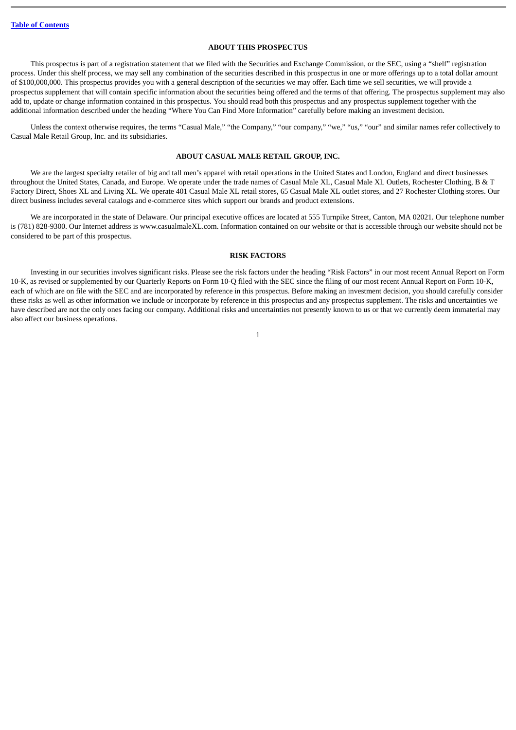[Table of Contents](#)

## ABOUT THIS PROSPECTUS

This prospectus is part of a registration statement that we filed with the Securities and Exchange Commission, or the SEC, using a "shelf" registration process. Under this shelf process, we may sell any combination of the securities described in this prospectus in one or more offerings up to a total dollar amount of $100,000,000. This prospectus provides you with a general description of the securities we may offer. Each time we sell securities, we will provide a prospectus supplement that will contain specific information about the securities being offered and the terms of that offering. The prospectus supplement may also add to, update or change information contained in this prospectus. You should read both this prospectus and any prospectus supplement together with the additional information described under the heading "Where You Can Find More Information" carefully before making an investment decision.

Unless the context otherwise requires, the terms "Casual Male," "the Company," "our company," "we," "us," "our" and similar names refer collectively to Casual Male Retail Group, Inc. and its subsidiaries.

## ABOUT CASUAL MALE RETAIL GROUP, INC.

We are the largest specialty retailer of big and tall men's apparel with retail operations in the United States and London, England and direct businesses throughout the United States, Canada, and Europe. We operate under the trade names of Casual Male XL, Casual Male XL Outlets, Rochester Clothing, B & T Factory Direct, Shoes XL and Living XL. We operate 401 Casual Male XL retail stores, 65 Casual Male XL outlet stores, and 27 Rochester Clothing stores. Our direct business includes several catalogs and e-commerce sites which support our brands and product extensions.

We are incorporated in the state of Delaware. Our principal executive offices are located at 555 Turnpike Street, Canton, MA 02021. Our telephone number is (781) 828-9300. Our Internet address is www.casualmaleXL.com. Information contained on our website or that is accessible through our website should not be considered to be part of this prospectus.

## RISK FACTORS

Investing in our securities involves significant risks. Please see the risk factors under the heading "Risk Factors" in our most recent Annual Report on Form 10-K, as revised or supplemented by our Quarterly Reports on Form 10-Q filed with the SEC since the filing of our most recent Annual Report on Form 10-K, each of which are on file with the SEC and are incorporated by reference in this prospectus. Before making an investment decision, you should carefully consider these risks as well as other information we include or incorporate by reference in this prospectus and any prospectus supplement. The risks and uncertainties we have described are not the only ones facing our company. Additional risks and uncertainties not presently known to us or that we currently deem immaterial may also affect our business operations.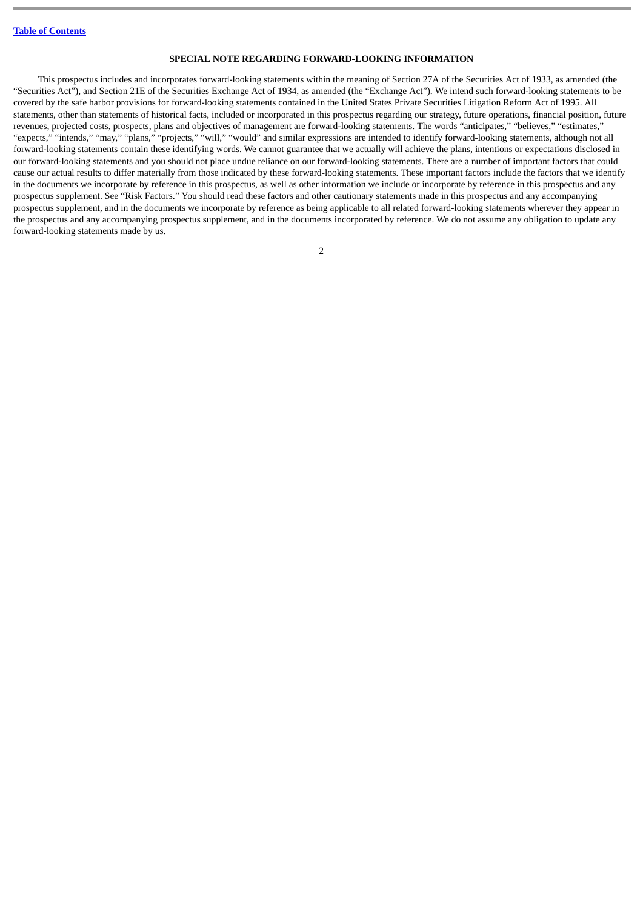## SPECIAL NOTE REGARDING FORWARD-LOOKING INFORMATION

This prospectus includes and incorporates forward-looking statements within the meaning of Section 27A of the Securities Act of 1933, as amended (the "Securities Act"), and Section 21E of the Securities Exchange Act of 1934, as amended (the "Exchange Act"). We intend such forward-looking statements to be covered by the safe harbor provisions for forward-looking statements contained in the United States Private Securities Litigation Reform Act of 1995. All statements, other than statements of historical facts, included or incorporated in this prospectus regarding our strategy, future operations, financial position, future revenues, projected costs, prospects, plans and objectives of management are forward-looking statements. The words "anticipates," "believes," "estimates," "expects," "intends," "may," "plans," "projects," "will," "would" and similar expressions are intended to identify forward-looking statements, although not all forward-looking statements contain these identifying words. We cannot guarantee that we actually will achieve the plans, intentions or expectations disclosed in our forward-looking statements and you should not place undue reliance on our forward-looking statements. There are a number of important factors that could cause our actual results to differ materially from those indicated by these forward-looking statements. These important factors include the factors that we identify in the documents we incorporate by reference in this prospectus, as well as other information we include or incorporate by reference in this prospectus and any prospectus supplement. See "Risk Factors." You should read these factors and other cautionary statements made in this prospectus and any accompanying prospectus supplement, and in the documents we incorporate by reference as being applicable to all related forward-looking statements wherever they appear in the prospectus and any accompanying prospectus supplement, and in the documents incorporated by reference. We do not assume any obligation to update any forward-looking statements made by us.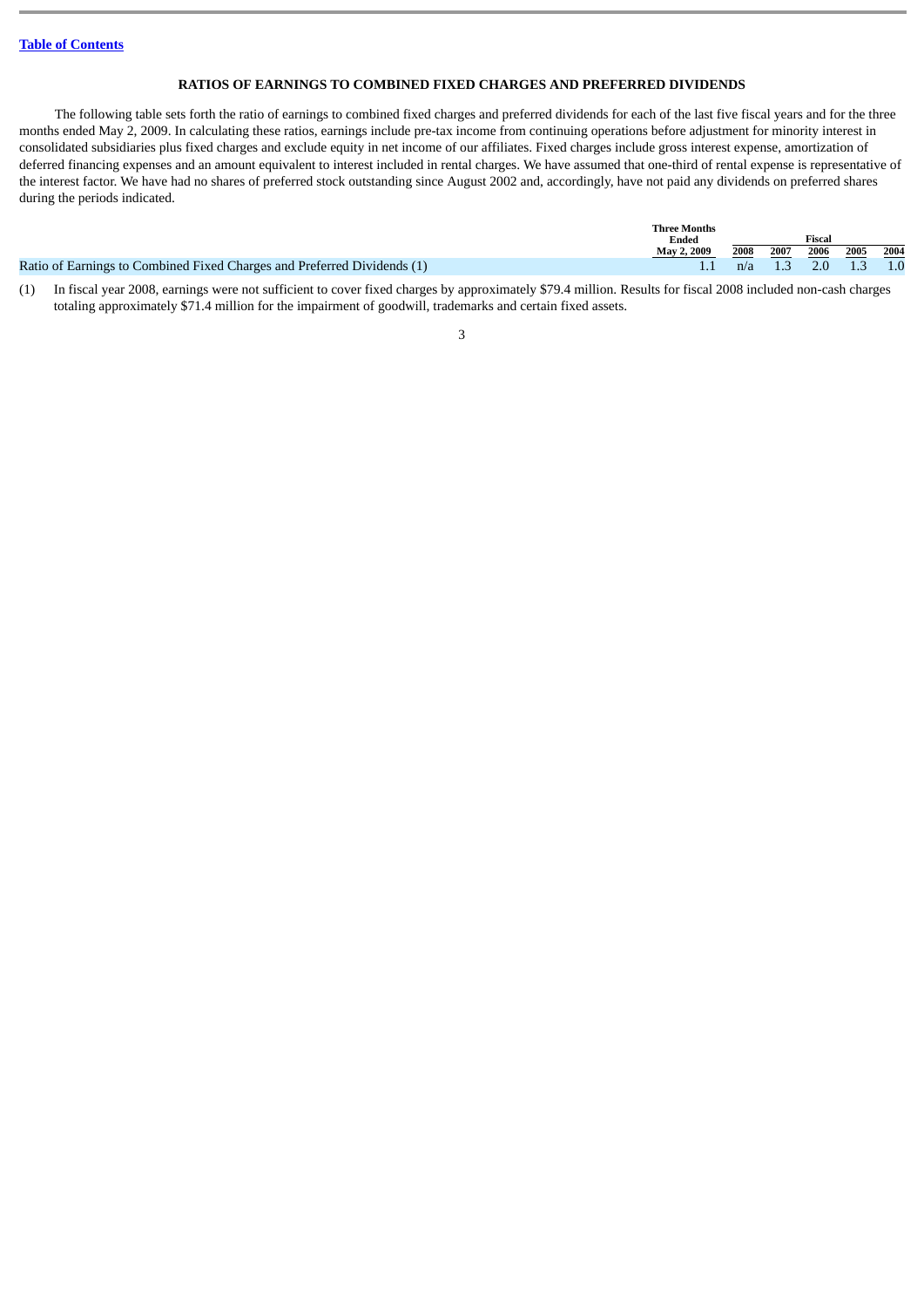[Table of Contents]

## RATIOS OF EARNINGS TO COMBINED FIXED CHARGES AND PREFERRED DIVIDENDS

The following table sets forth the ratio of earnings to combined fixed charges and preferred dividends for each of the last five fiscal years and for the three months ended May 2, 2009. In calculating these ratios, earnings include pre-tax income from continuing operations before adjustment for minority interest in consolidated subsidiaries plus fixed charges and exclude equity in net income of our affiliates. Fixed charges include gross interest expense, amortization of deferred financing expenses and an amount equivalent to interest included in rental charges. We have assumed that one-third of rental expense is representative of the interest factor. We have had no shares of preferred stock outstanding since August 2002 and, accordingly, have not paid any dividends on preferred shares during the periods indicated.

| | Three Months Ended May 2, 2009 | Fiscal | | | | |
|---|---|---|---|---|---|---|
| | | 2008 | 2007 | 2006 | 2005 | 2004 |
| Ratio of Earnings to Combined Fixed Charges and Preferred Dividends (1) | 1.1 | n/a | 1.3 | 2.0 | 1.3 | 1.0 |

(1) In fiscal year 2008, earnings were not sufficient to cover fixed charges by approximately $79.4 million. Results for fiscal 2008 included non-cash charges totaling approximately $71.4 million for the impairment of goodwill, trademarks and certain fixed assets.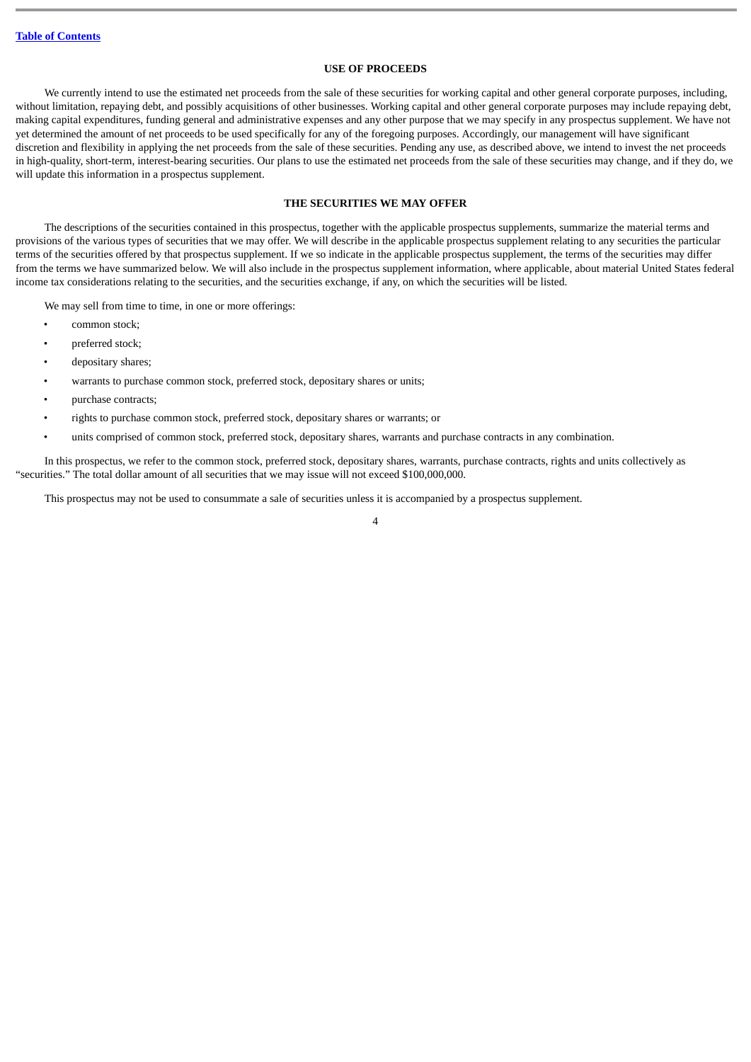## USE OF PROCEEDS

We currently intend to use the estimated net proceeds from the sale of these securities for working capital and other general corporate purposes, including, without limitation, repaying debt, and possibly acquisitions of other businesses. Working capital and other general corporate purposes may include repaying debt, making capital expenditures, funding general and administrative expenses and any other purpose that we may specify in any prospectus supplement. We have not yet determined the amount of net proceeds to be used specifically for any of the foregoing purposes. Accordingly, our management will have significant discretion and flexibility in applying the net proceeds from the sale of these securities. Pending any use, as described above, we intend to invest the net proceeds in high-quality, short-term, interest-bearing securities. Our plans to use the estimated net proceeds from the sale of these securities may change, and if they do, we will update this information in a prospectus supplement.

## THE SECURITIES WE MAY OFFER

The descriptions of the securities contained in this prospectus, together with the applicable prospectus supplements, summarize the material terms and provisions of the various types of securities that we may offer. We will describe in the applicable prospectus supplement relating to any securities the particular terms of the securities offered by that prospectus supplement. If we so indicate in the applicable prospectus supplement, the terms of the securities may differ from the terms we have summarized below. We will also include in the prospectus supplement information, where applicable, about material United States federal income tax considerations relating to the securities, and the securities exchange, if any, on which the securities will be listed.

We may sell from time to time, in one or more offerings:

- common stock;
- preferred stock;
- depositary shares;
- warrants to purchase common stock, preferred stock, depositary shares or units;
- purchase contracts;
- rights to purchase common stock, preferred stock, depositary shares or warrants; or
- units comprised of common stock, preferred stock, depositary shares, warrants and purchase contracts in any combination.

In this prospectus, we refer to the common stock, preferred stock, depositary shares, warrants, purchase contracts, rights and units collectively as "securities." The total dollar amount of all securities that we may issue will not exceed $100,000,000.

This prospectus may not be used to consummate a sale of securities unless it is accompanied by a prospectus supplement.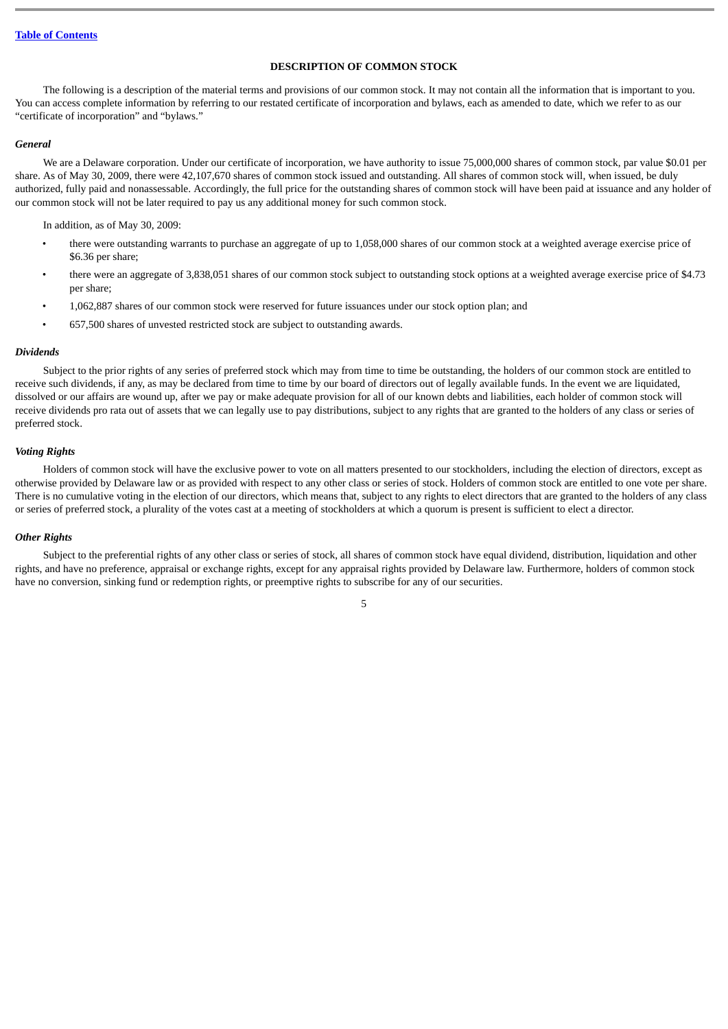## DESCRIPTION OF COMMON STOCK

The following is a description of the material terms and provisions of our common stock. It may not contain all the information that is important to you. You can access complete information by referring to our restated certificate of incorporation and bylaws, each as amended to date, which we refer to as our "certificate of incorporation" and "bylaws."

### *General*

We are a Delaware corporation. Under our certificate of incorporation, we have authority to issue 75,000,000 shares of common stock, par value $0.01 per share. As of May 30, 2009, there were 42,107,670 shares of common stock issued and outstanding. All shares of common stock will, when issued, be duly authorized, fully paid and nonassessable. Accordingly, the full price for the outstanding shares of common stock will have been paid at issuance and any holder of our common stock will not be later required to pay us any additional money for such common stock.

In addition, as of May 30, 2009:

- there were outstanding warrants to purchase an aggregate of up to 1,058,000 shares of our common stock at a weighted average exercise price of $6.36 per share;
- there were an aggregate of 3,838,051 shares of our common stock subject to outstanding stock options at a weighted average exercise price of $4.73 per share;
- 1,062,887 shares of our common stock were reserved for future issuances under our stock option plan; and
- 657,500 shares of unvested restricted stock are subject to outstanding awards.

### *Dividends*

Subject to the prior rights of any series of preferred stock which may from time to time be outstanding, the holders of our common stock are entitled to receive such dividends, if any, as may be declared from time to time by our board of directors out of legally available funds. In the event we are liquidated, dissolved or our affairs are wound up, after we pay or make adequate provision for all of our known debts and liabilities, each holder of common stock will receive dividends pro rata out of assets that we can legally use to pay distributions, subject to any rights that are granted to the holders of any class or series of preferred stock.

### *Voting Rights*

Holders of common stock will have the exclusive power to vote on all matters presented to our stockholders, including the election of directors, except as otherwise provided by Delaware law or as provided with respect to any other class or series of stock. Holders of common stock are entitled to one vote per share. There is no cumulative voting in the election of our directors, which means that, subject to any rights to elect directors that are granted to the holders of any class or series of preferred stock, a plurality of the votes cast at a meeting of stockholders at which a quorum is present is sufficient to elect a director.

### *Other Rights*

Subject to the preferential rights of any other class or series of stock, all shares of common stock have equal dividend, distribution, liquidation and other rights, and have no preference, appraisal or exchange rights, except for any appraisal rights provided by Delaware law. Furthermore, holders of common stock have no conversion, sinking fund or redemption rights, or preemptive rights to subscribe for any of our securities.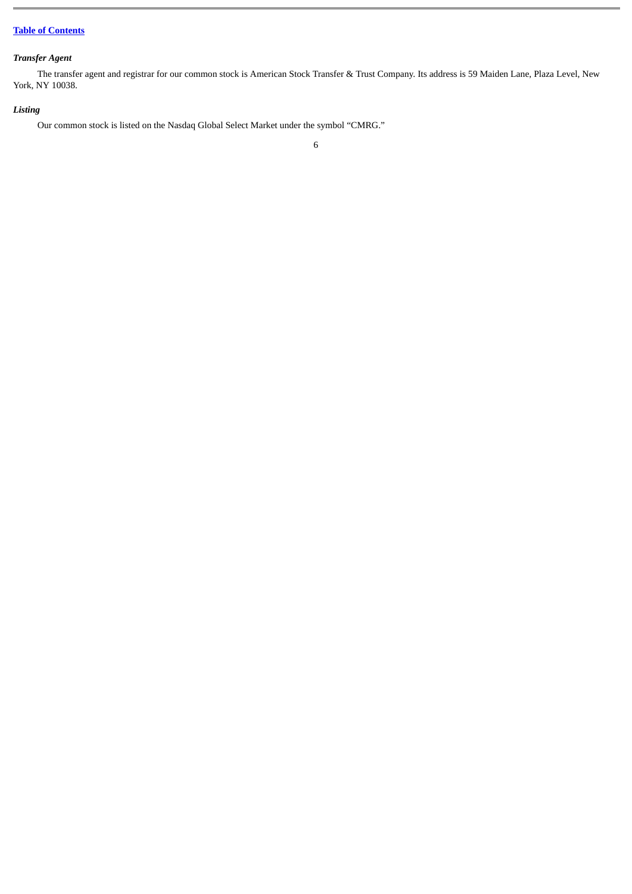### *Transfer Agent*

The transfer agent and registrar for our common stock is American Stock Transfer & Trust Company. Its address is 59 Maiden Lane, Plaza Level, New York, NY 10038.

### *Listing*

Our common stock is listed on the Nasdaq Global Select Market under the symbol "CMRG."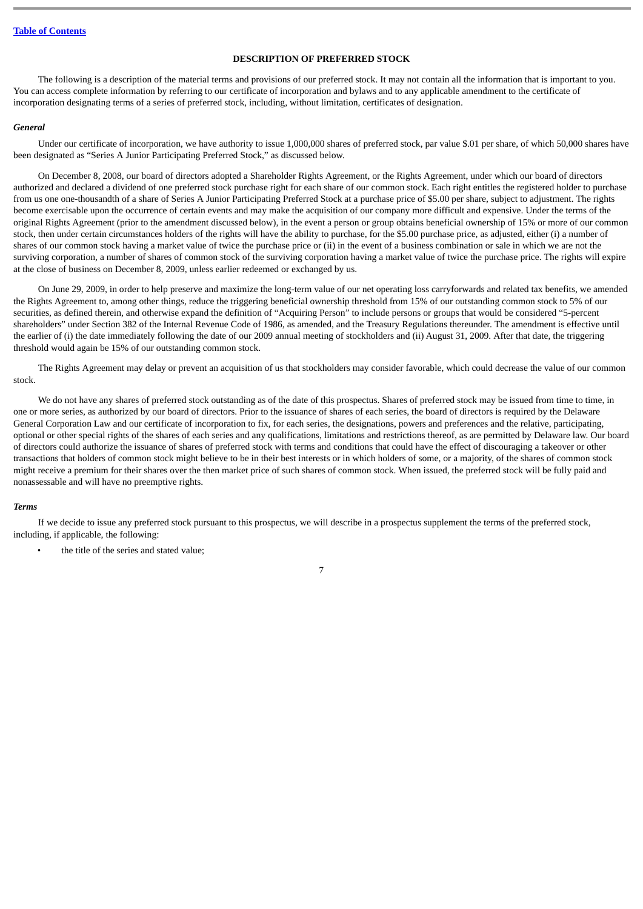# DESCRIPTION OF PREFERRED STOCK

The following is a description of the material terms and provisions of our preferred stock. It may not contain all the information that is important to you. You can access complete information by referring to our certificate of incorporation and bylaws and to any applicable amendment to the certificate of incorporation designating terms of a series of preferred stock, including, without limitation, certificates of designation.

***General***

Under our certificate of incorporation, we have authority to issue 1,000,000 shares of preferred stock, par value $.01 per share, of which 50,000 shares have been designated as "Series A Junior Participating Preferred Stock," as discussed below.

On December 8, 2008, our board of directors adopted a Shareholder Rights Agreement, or the Rights Agreement, under which our board of directors authorized and declared a dividend of one preferred stock purchase right for each share of our common stock. Each right entitles the registered holder to purchase from us one one-thousandth of a share of Series A Junior Participating Preferred Stock at a purchase price of $5.00 per share, subject to adjustment. The rights become exercisable upon the occurrence of certain events and may make the acquisition of our company more difficult and expensive. Under the terms of the original Rights Agreement (prior to the amendment discussed below), in the event a person or group obtains beneficial ownership of 15% or more of our common stock, then under certain circumstances holders of the rights will have the ability to purchase, for the $5.00 purchase price, as adjusted, either (i) a number of shares of our common stock having a market value of twice the purchase price or (ii) in the event of a business combination or sale in which we are not the surviving corporation, a number of shares of common stock of the surviving corporation having a market value of twice the purchase price. The rights will expire at the close of business on December 8, 2009, unless earlier redeemed or exchanged by us.

On June 29, 2009, in order to help preserve and maximize the long-term value of our net operating loss carryforwards and related tax benefits, we amended the Rights Agreement to, among other things, reduce the triggering beneficial ownership threshold from 15% of our outstanding common stock to 5% of our securities, as defined therein, and otherwise expand the definition of "Acquiring Person" to include persons or groups that would be considered "5-percent shareholders" under Section 382 of the Internal Revenue Code of 1986, as amended, and the Treasury Regulations thereunder. The amendment is effective until the earlier of (i) the date immediately following the date of our 2009 annual meeting of stockholders and (ii) August 31, 2009. After that date, the triggering threshold would again be 15% of our outstanding common stock.

The Rights Agreement may delay or prevent an acquisition of us that stockholders may consider favorable, which could decrease the value of our common stock.

We do not have any shares of preferred stock outstanding as of the date of this prospectus. Shares of preferred stock may be issued from time to time, in one or more series, as authorized by our board of directors. Prior to the issuance of shares of each series, the board of directors is required by the Delaware General Corporation Law and our certificate of incorporation to fix, for each series, the designations, powers and preferences and the relative, participating, optional or other special rights of the shares of each series and any qualifications, limitations and restrictions thereof, as are permitted by Delaware law. Our board of directors could authorize the issuance of shares of preferred stock with terms and conditions that could have the effect of discouraging a takeover or other transactions that holders of common stock might believe to be in their best interests or in which holders of some, or a majority, of the shares of common stock might receive a premium for their shares over the then market price of such shares of common stock. When issued, the preferred stock will be fully paid and nonassessable and will have no preemptive rights.

***Terms***

If we decide to issue any preferred stock pursuant to this prospectus, we will describe in a prospectus supplement the terms of the preferred stock, including, if applicable, the following:

- the title of the series and stated value;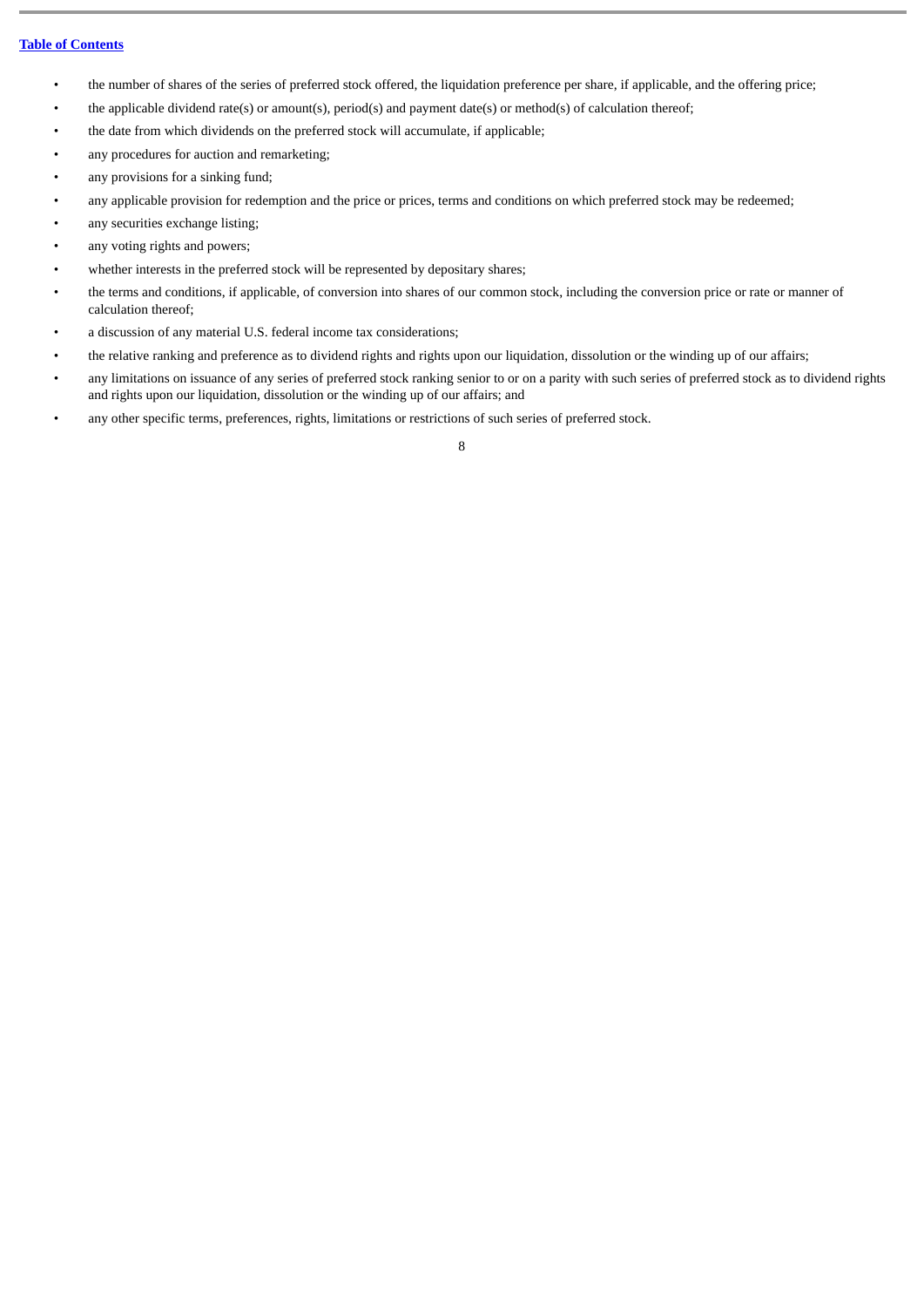- the number of shares of the series of preferred stock offered, the liquidation preference per share, if applicable, and the offering price;
- the applicable dividend rate(s) or amount(s), period(s) and payment date(s) or method(s) of calculation thereof;
- the date from which dividends on the preferred stock will accumulate, if applicable;
- any procedures for auction and remarketing;
- any provisions for a sinking fund;
- any applicable provision for redemption and the price or prices, terms and conditions on which preferred stock may be redeemed;
- any securities exchange listing;
- any voting rights and powers;
- whether interests in the preferred stock will be represented by depositary shares;
- the terms and conditions, if applicable, of conversion into shares of our common stock, including the conversion price or rate or manner of calculation thereof;
- a discussion of any material U.S. federal income tax considerations;
- the relative ranking and preference as to dividend rights and rights upon our liquidation, dissolution or the winding up of our affairs;
- any limitations on issuance of any series of preferred stock ranking senior to or on a parity with such series of preferred stock as to dividend rights and rights upon our liquidation, dissolution or the winding up of our affairs; and
- any other specific terms, preferences, rights, limitations or restrictions of such series of preferred stock.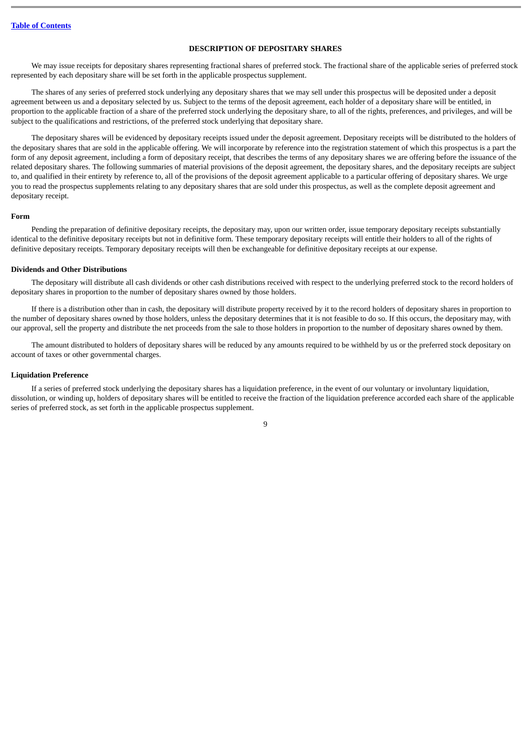## DESCRIPTION OF DEPOSITARY SHARES

We may issue receipts for depositary shares representing fractional shares of preferred stock. The fractional share of the applicable series of preferred stock represented by each depositary share will be set forth in the applicable prospectus supplement.

The shares of any series of preferred stock underlying any depositary shares that we may sell under this prospectus will be deposited under a deposit agreement between us and a depositary selected by us. Subject to the terms of the deposit agreement, each holder of a depositary share will be entitled, in proportion to the applicable fraction of a share of the preferred stock underlying the depositary share, to all of the rights, preferences, and privileges, and will be subject to the qualifications and restrictions, of the preferred stock underlying that depositary share.

The depositary shares will be evidenced by depositary receipts issued under the deposit agreement. Depositary receipts will be distributed to the holders of the depositary shares that are sold in the applicable offering. We will incorporate by reference into the registration statement of which this prospectus is a part the form of any deposit agreement, including a form of depositary receipt, that describes the terms of any depositary shares we are offering before the issuance of the related depositary shares. The following summaries of material provisions of the deposit agreement, the depositary shares, and the depositary receipts are subject to, and qualified in their entirety by reference to, all of the provisions of the deposit agreement applicable to a particular offering of depositary shares. We urge you to read the prospectus supplements relating to any depositary shares that are sold under this prospectus, as well as the complete deposit agreement and depositary receipt.

### Form

Pending the preparation of definitive depositary receipts, the depositary may, upon our written order, issue temporary depositary receipts substantially identical to the definitive depositary receipts but not in definitive form. These temporary depositary receipts will entitle their holders to all of the rights of definitive depositary receipts. Temporary depositary receipts will then be exchangeable for definitive depositary receipts at our expense.

### Dividends and Other Distributions

The depositary will distribute all cash dividends or other cash distributions received with respect to the underlying preferred stock to the record holders of depositary shares in proportion to the number of depositary shares owned by those holders.

If there is a distribution other than in cash, the depositary will distribute property received by it to the record holders of depositary shares in proportion to the number of depositary shares owned by those holders, unless the depositary determines that it is not feasible to do so. If this occurs, the depositary may, with our approval, sell the property and distribute the net proceeds from the sale to those holders in proportion to the number of depositary shares owned by them.

The amount distributed to holders of depositary shares will be reduced by any amounts required to be withheld by us or the preferred stock depositary on account of taxes or other governmental charges.

### Liquidation Preference

If a series of preferred stock underlying the depositary shares has a liquidation preference, in the event of our voluntary or involuntary liquidation, dissolution, or winding up, holders of depositary shares will be entitled to receive the fraction of the liquidation preference accorded each share of the applicable series of preferred stock, as set forth in the applicable prospectus supplement.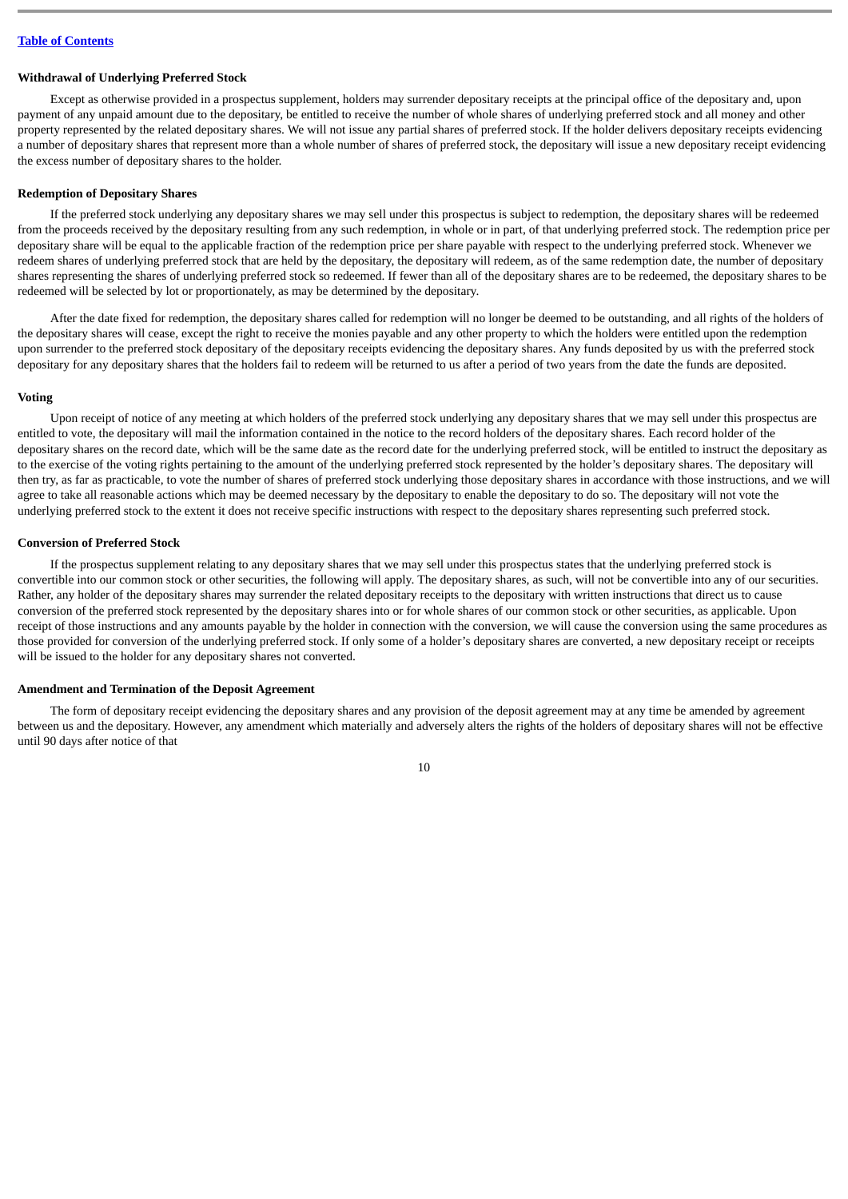**Withdrawal of Underlying Preferred Stock**

Except as otherwise provided in a prospectus supplement, holders may surrender depositary receipts at the principal office of the depositary and, upon payment of any unpaid amount due to the depositary, be entitled to receive the number of whole shares of underlying preferred stock and all money and other property represented by the related depositary shares. We will not issue any partial shares of preferred stock. If the holder delivers depositary receipts evidencing a number of depositary shares that represent more than a whole number of shares of preferred stock, the depositary will issue a new depositary receipt evidencing the excess number of depositary shares to the holder.

**Redemption of Depositary Shares**

If the preferred stock underlying any depositary shares we may sell under this prospectus is subject to redemption, the depositary shares will be redeemed from the proceeds received by the depositary resulting from any such redemption, in whole or in part, of that underlying preferred stock. The redemption price per depositary share will be equal to the applicable fraction of the redemption price per share payable with respect to the underlying preferred stock. Whenever we redeem shares of underlying preferred stock that are held by the depositary, the depositary will redeem, as of the same redemption date, the number of depositary shares representing the shares of underlying preferred stock so redeemed. If fewer than all of the depositary shares are to be redeemed, the depositary shares to be redeemed will be selected by lot or proportionately, as may be determined by the depositary.

After the date fixed for redemption, the depositary shares called for redemption will no longer be deemed to be outstanding, and all rights of the holders of the depositary shares will cease, except the right to receive the monies payable and any other property to which the holders were entitled upon the redemption upon surrender to the preferred stock depositary of the depositary receipts evidencing the depositary shares. Any funds deposited by us with the preferred stock depositary for any depositary shares that the holders fail to redeem will be returned to us after a period of two years from the date the funds are deposited.

**Voting**

Upon receipt of notice of any meeting at which holders of the preferred stock underlying any depositary shares that we may sell under this prospectus are entitled to vote, the depositary will mail the information contained in the notice to the record holders of the depositary shares. Each record holder of the depositary shares on the record date, which will be the same date as the record date for the underlying preferred stock, will be entitled to instruct the depositary as to the exercise of the voting rights pertaining to the amount of the underlying preferred stock represented by the holder's depositary shares. The depositary will then try, as far as practicable, to vote the number of shares of preferred stock underlying those depositary shares in accordance with those instructions, and we will agree to take all reasonable actions which may be deemed necessary by the depositary to enable the depositary to do so. The depositary will not vote the underlying preferred stock to the extent it does not receive specific instructions with respect to the depositary shares representing such preferred stock.

**Conversion of Preferred Stock**

If the prospectus supplement relating to any depositary shares that we may sell under this prospectus states that the underlying preferred stock is convertible into our common stock or other securities, the following will apply. The depositary shares, as such, will not be convertible into any of our securities. Rather, any holder of the depositary shares may surrender the related depositary receipts to the depositary with written instructions that direct us to cause conversion of the preferred stock represented by the depositary shares into or for whole shares of our common stock or other securities, as applicable. Upon receipt of those instructions and any amounts payable by the holder in connection with the conversion, we will cause the conversion using the same procedures as those provided for conversion of the underlying preferred stock. If only some of a holder's depositary shares are converted, a new depositary receipt or receipts will be issued to the holder for any depositary shares not converted.

**Amendment and Termination of the Deposit Agreement**

The form of depositary receipt evidencing the depositary shares and any provision of the deposit agreement may at any time be amended by agreement between us and the depositary. However, any amendment which materially and adversely alters the rights of the holders of depositary shares will not be effective until 90 days after notice of that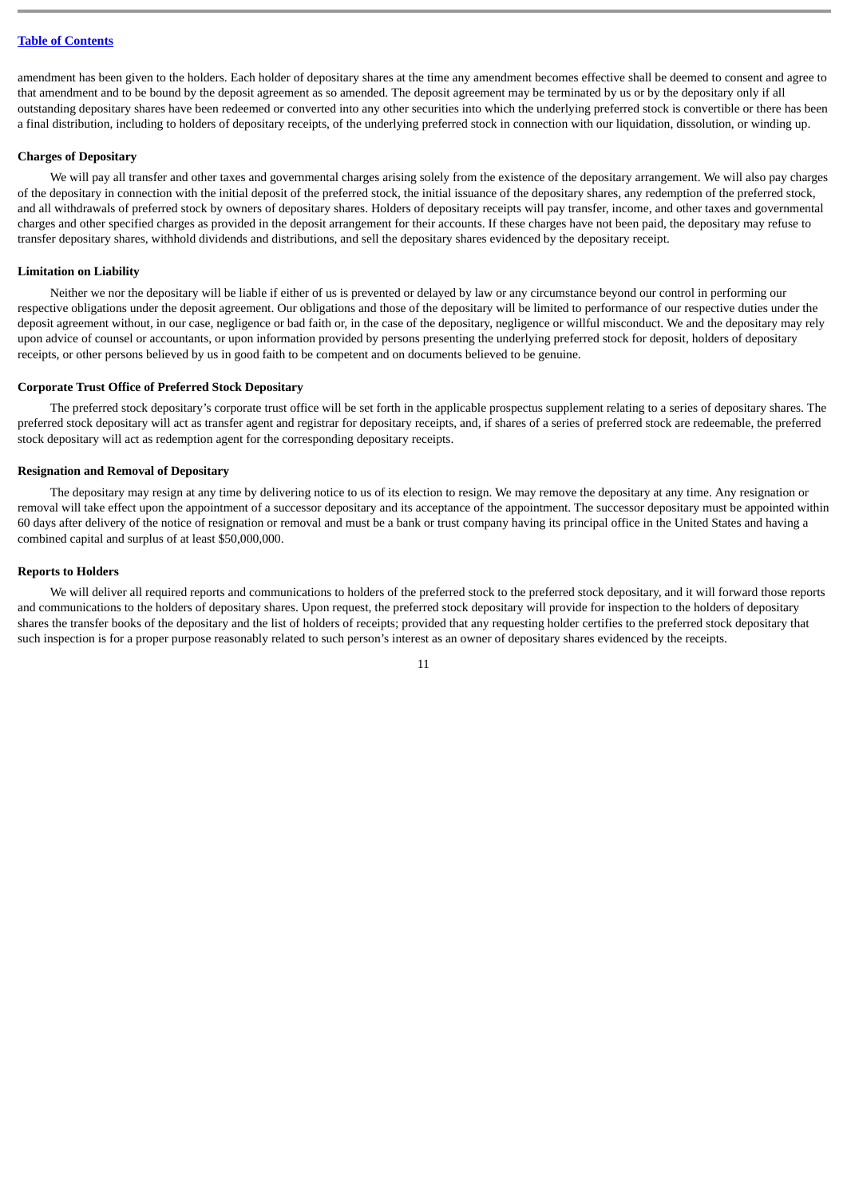amendment has been given to the holders. Each holder of depositary shares at the time any amendment becomes effective shall be deemed to consent and agree to that amendment and to be bound by the deposit agreement as so amended. The deposit agreement may be terminated by us or by the depositary only if all outstanding depositary shares have been redeemed or converted into any other securities into which the underlying preferred stock is convertible or there has been a final distribution, including to holders of depositary receipts, of the underlying preferred stock in connection with our liquidation, dissolution, or winding up.

**Charges of Depositary**

We will pay all transfer and other taxes and governmental charges arising solely from the existence of the depositary arrangement. We will also pay charges of the depositary in connection with the initial deposit of the preferred stock, the initial issuance of the depositary shares, any redemption of the preferred stock, and all withdrawals of preferred stock by owners of depositary shares. Holders of depositary receipts will pay transfer, income, and other taxes and governmental charges and other specified charges as provided in the deposit arrangement for their accounts. If these charges have not been paid, the depositary may refuse to transfer depositary shares, withhold dividends and distributions, and sell the depositary shares evidenced by the depositary receipt.

**Limitation on Liability**

Neither we nor the depositary will be liable if either of us is prevented or delayed by law or any circumstance beyond our control in performing our respective obligations under the deposit agreement. Our obligations and those of the depositary will be limited to performance of our respective duties under the deposit agreement without, in our case, negligence or bad faith or, in the case of the depositary, negligence or willful misconduct. We and the depositary may rely upon advice of counsel or accountants, or upon information provided by persons presenting the underlying preferred stock for deposit, holders of depositary receipts, or other persons believed by us in good faith to be competent and on documents believed to be genuine.

**Corporate Trust Office of Preferred Stock Depositary**

The preferred stock depositary's corporate trust office will be set forth in the applicable prospectus supplement relating to a series of depositary shares. The preferred stock depositary will act as transfer agent and registrar for depositary receipts, and, if shares of a series of preferred stock are redeemable, the preferred stock depositary will act as redemption agent for the corresponding depositary receipts.

**Resignation and Removal of Depositary**

The depositary may resign at any time by delivering notice to us of its election to resign. We may remove the depositary at any time. Any resignation or removal will take effect upon the appointment of a successor depositary and its acceptance of the appointment. The successor depositary must be appointed within 60 days after delivery of the notice of resignation or removal and must be a bank or trust company having its principal office in the United States and having a combined capital and surplus of at least $50,000,000.

**Reports to Holders**

We will deliver all required reports and communications to holders of the preferred stock to the preferred stock depositary, and it will forward those reports and communications to the holders of depositary shares. Upon request, the preferred stock depositary will provide for inspection to the holders of depositary shares the transfer books of the depositary and the list of holders of receipts; provided that any requesting holder certifies to the preferred stock depositary that such inspection is for a proper purpose reasonably related to such person's interest as an owner of depositary shares evidenced by the receipts.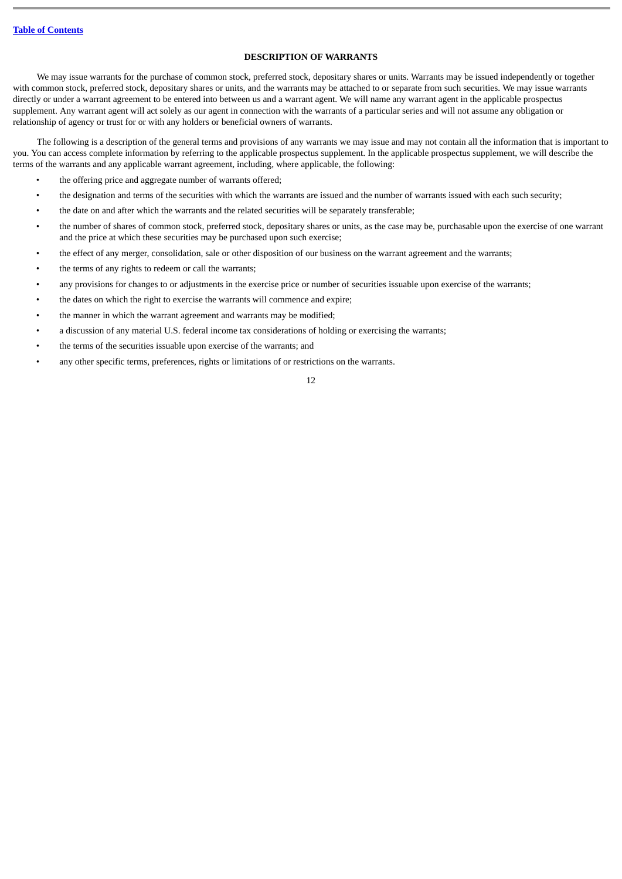## DESCRIPTION OF WARRANTS

We may issue warrants for the purchase of common stock, preferred stock, depositary shares or units. Warrants may be issued independently or together with common stock, preferred stock, depositary shares or units, and the warrants may be attached to or separate from such securities. We may issue warrants directly or under a warrant agreement to be entered into between us and a warrant agent. We will name any warrant agent in the applicable prospectus supplement. Any warrant agent will act solely as our agent in connection with the warrants of a particular series and will not assume any obligation or relationship of agency or trust for or with any holders or beneficial owners of warrants.

The following is a description of the general terms and provisions of any warrants we may issue and may not contain all the information that is important to you. You can access complete information by referring to the applicable prospectus supplement. In the applicable prospectus supplement, we will describe the terms of the warrants and any applicable warrant agreement, including, where applicable, the following:

- the offering price and aggregate number of warrants offered;
- the designation and terms of the securities with which the warrants are issued and the number of warrants issued with each such security;
- the date on and after which the warrants and the related securities will be separately transferable;
- the number of shares of common stock, preferred stock, depositary shares or units, as the case may be, purchasable upon the exercise of one warrant and the price at which these securities may be purchased upon such exercise;
- the effect of any merger, consolidation, sale or other disposition of our business on the warrant agreement and the warrants;
- the terms of any rights to redeem or call the warrants;
- any provisions for changes to or adjustments in the exercise price or number of securities issuable upon exercise of the warrants;
- the dates on which the right to exercise the warrants will commence and expire;
- the manner in which the warrant agreement and warrants may be modified;
- a discussion of any material U.S. federal income tax considerations of holding or exercising the warrants;
- the terms of the securities issuable upon exercise of the warrants; and
- any other specific terms, preferences, rights or limitations of or restrictions on the warrants.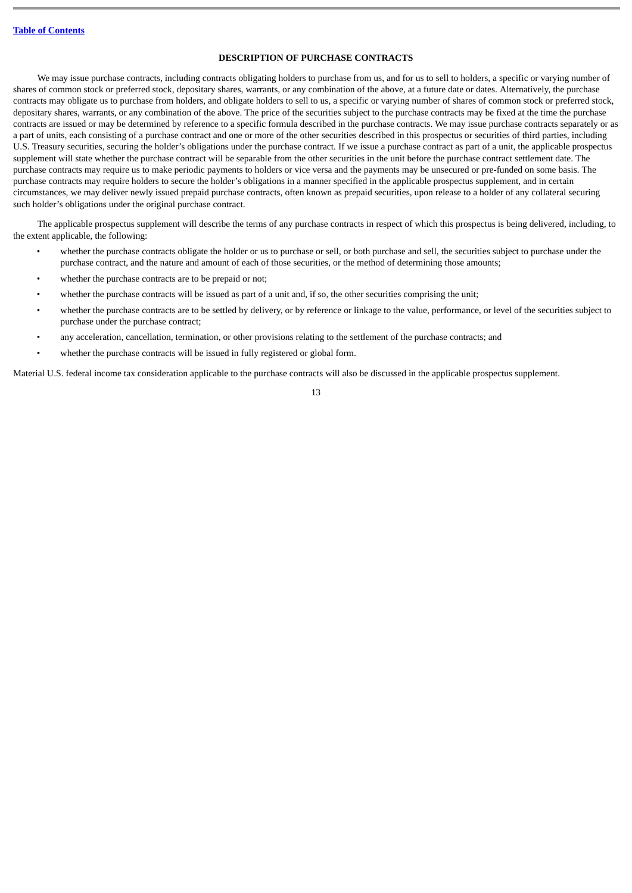## DESCRIPTION OF PURCHASE CONTRACTS

We may issue purchase contracts, including contracts obligating holders to purchase from us, and for us to sell to holders, a specific or varying number of shares of common stock or preferred stock, depositary shares, warrants, or any combination of the above, at a future date or dates. Alternatively, the purchase contracts may obligate us to purchase from holders, and obligate holders to sell to us, a specific or varying number of shares of common stock or preferred stock, depositary shares, warrants, or any combination of the above. The price of the securities subject to the purchase contracts may be fixed at the time the purchase contracts are issued or may be determined by reference to a specific formula described in the purchase contracts. We may issue purchase contracts separately or as a part of units, each consisting of a purchase contract and one or more of the other securities described in this prospectus or securities of third parties, including U.S. Treasury securities, securing the holder's obligations under the purchase contract. If we issue a purchase contract as part of a unit, the applicable prospectus supplement will state whether the purchase contract will be separable from the other securities in the unit before the purchase contract settlement date. The purchase contracts may require us to make periodic payments to holders or vice versa and the payments may be unsecured or pre-funded on some basis. The purchase contracts may require holders to secure the holder's obligations in a manner specified in the applicable prospectus supplement, and in certain circumstances, we may deliver newly issued prepaid purchase contracts, often known as prepaid securities, upon release to a holder of any collateral securing such holder's obligations under the original purchase contract.

The applicable prospectus supplement will describe the terms of any purchase contracts in respect of which this prospectus is being delivered, including, to the extent applicable, the following:

- whether the purchase contracts obligate the holder or us to purchase or sell, or both purchase and sell, the securities subject to purchase under the purchase contract, and the nature and amount of each of those securities, or the method of determining those amounts;
- whether the purchase contracts are to be prepaid or not;
- whether the purchase contracts will be issued as part of a unit and, if so, the other securities comprising the unit;
- whether the purchase contracts are to be settled by delivery, or by reference or linkage to the value, performance, or level of the securities subject to purchase under the purchase contract;
- any acceleration, cancellation, termination, or other provisions relating to the settlement of the purchase contracts; and
- whether the purchase contracts will be issued in fully registered or global form.

Material U.S. federal income tax consideration applicable to the purchase contracts will also be discussed in the applicable prospectus supplement.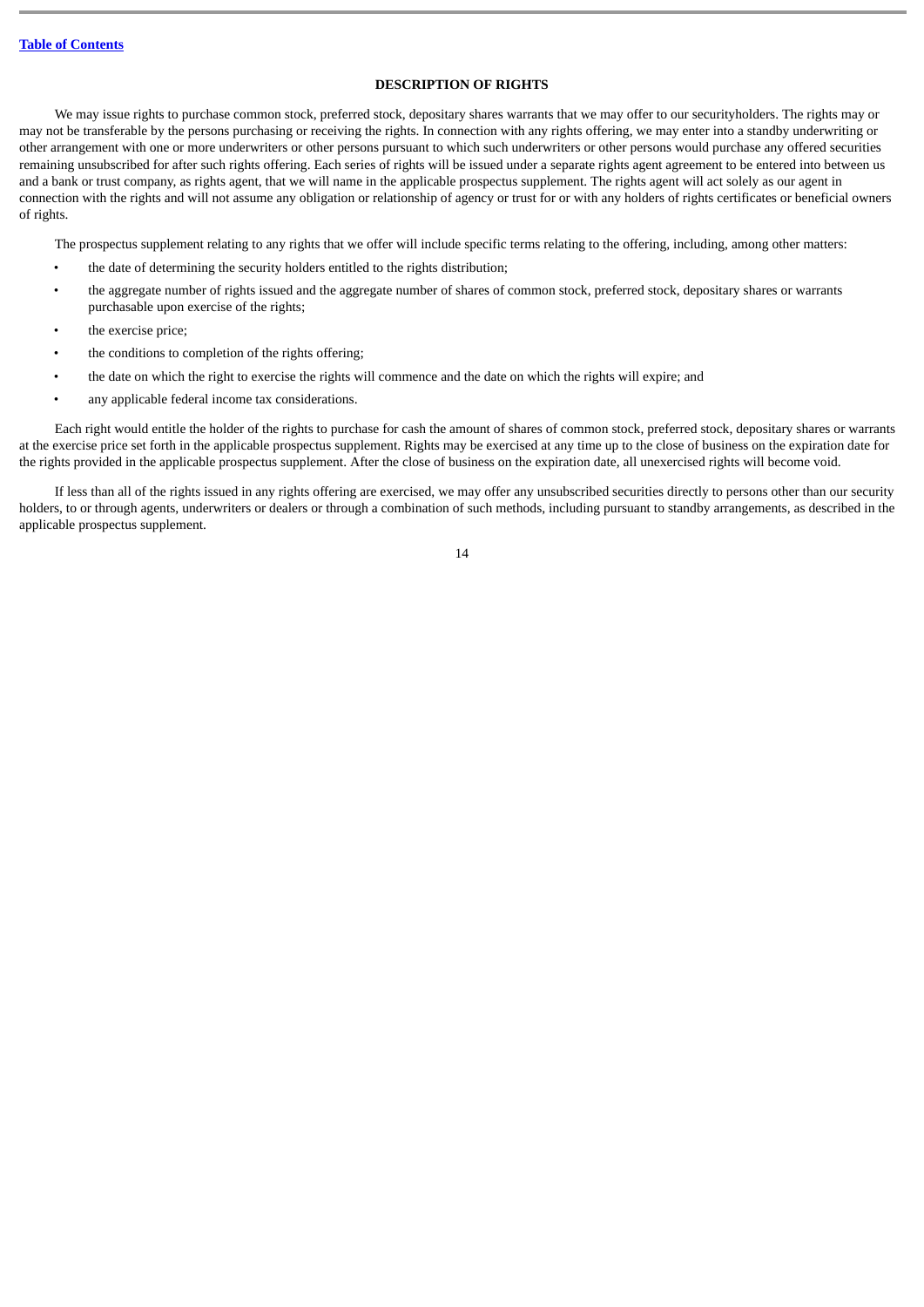## DESCRIPTION OF RIGHTS

We may issue rights to purchase common stock, preferred stock, depositary shares warrants that we may offer to our securityholders. The rights may or may not be transferable by the persons purchasing or receiving the rights. In connection with any rights offering, we may enter into a standby underwriting or other arrangement with one or more underwriters or other persons pursuant to which such underwriters or other persons would purchase any offered securities remaining unsubscribed for after such rights offering. Each series of rights will be issued under a separate rights agent agreement to be entered into between us and a bank or trust company, as rights agent, that we will name in the applicable prospectus supplement. The rights agent will act solely as our agent in connection with the rights and will not assume any obligation or relationship of agency or trust for or with any holders of rights certificates or beneficial owners of rights.

The prospectus supplement relating to any rights that we offer will include specific terms relating to the offering, including, among other matters:

- the date of determining the security holders entitled to the rights distribution;
- the aggregate number of rights issued and the aggregate number of shares of common stock, preferred stock, depositary shares or warrants purchasable upon exercise of the rights;
- the exercise price;
- the conditions to completion of the rights offering;
- the date on which the right to exercise the rights will commence and the date on which the rights will expire; and
- any applicable federal income tax considerations.

Each right would entitle the holder of the rights to purchase for cash the amount of shares of common stock, preferred stock, depositary shares or warrants at the exercise price set forth in the applicable prospectus supplement. Rights may be exercised at any time up to the close of business on the expiration date for the rights provided in the applicable prospectus supplement. After the close of business on the expiration date, all unexercised rights will become void.

If less than all of the rights issued in any rights offering are exercised, we may offer any unsubscribed securities directly to persons other than our security holders, to or through agents, underwriters or dealers or through a combination of such methods, including pursuant to standby arrangements, as described in the applicable prospectus supplement.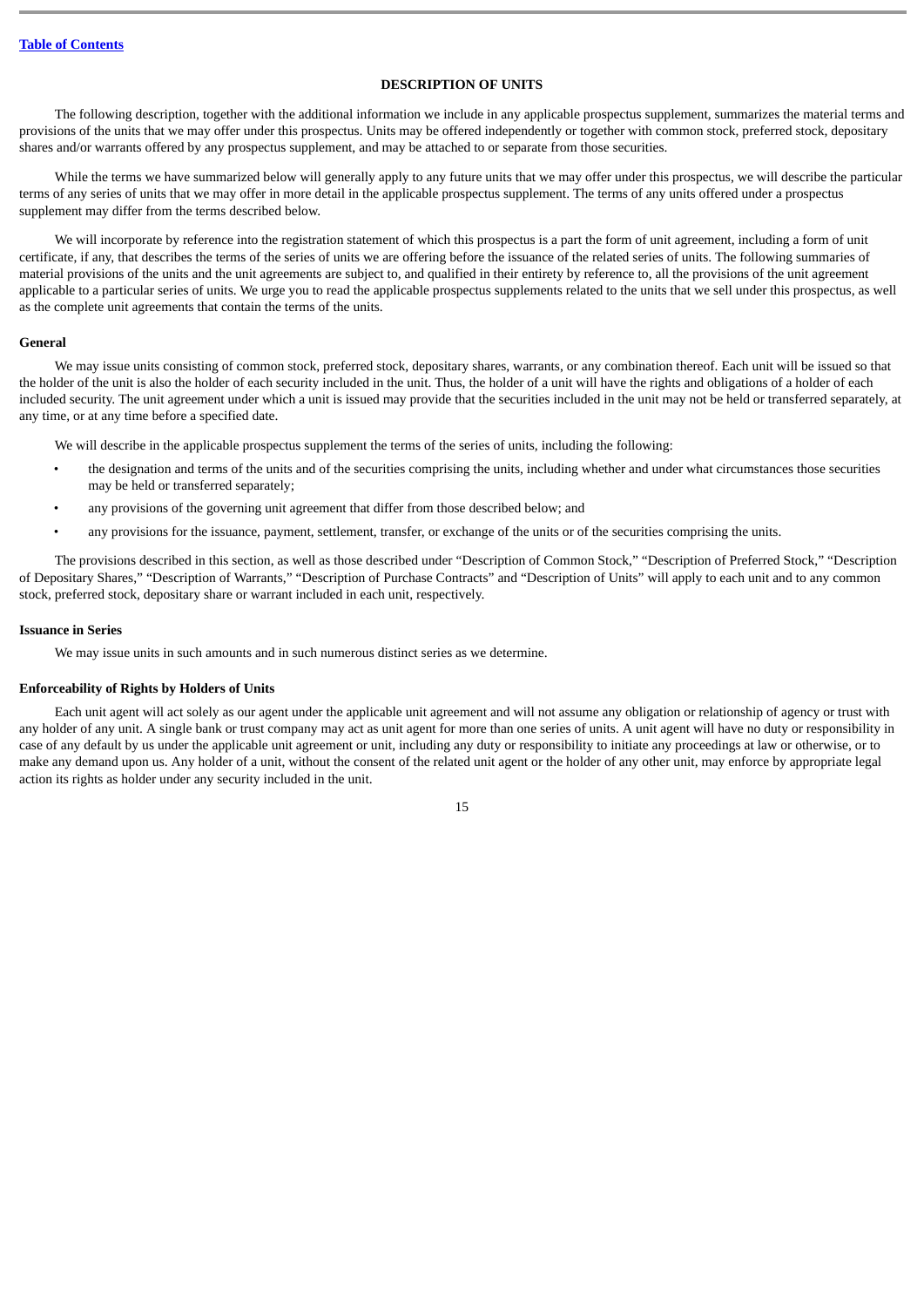## DESCRIPTION OF UNITS

The following description, together with the additional information we include in any applicable prospectus supplement, summarizes the material terms and provisions of the units that we may offer under this prospectus. Units may be offered independently or together with common stock, preferred stock, depositary shares and/or warrants offered by any prospectus supplement, and may be attached to or separate from those securities.

While the terms we have summarized below will generally apply to any future units that we may offer under this prospectus, we will describe the particular terms of any series of units that we may offer in more detail in the applicable prospectus supplement. The terms of any units offered under a prospectus supplement may differ from the terms described below.

We will incorporate by reference into the registration statement of which this prospectus is a part the form of unit agreement, including a form of unit certificate, if any, that describes the terms of the series of units we are offering before the issuance of the related series of units. The following summaries of material provisions of the units and the unit agreements are subject to, and qualified in their entirety by reference to, all the provisions of the unit agreement applicable to a particular series of units. We urge you to read the applicable prospectus supplements related to the units that we sell under this prospectus, as well as the complete unit agreements that contain the terms of the units.

### General

We may issue units consisting of common stock, preferred stock, depositary shares, warrants, or any combination thereof. Each unit will be issued so that the holder of the unit is also the holder of each security included in the unit. Thus, the holder of a unit will have the rights and obligations of a holder of each included security. The unit agreement under which a unit is issued may provide that the securities included in the unit may not be held or transferred separately, at any time, or at any time before a specified date.

We will describe in the applicable prospectus supplement the terms of the series of units, including the following:

- the designation and terms of the units and of the securities comprising the units, including whether and under what circumstances those securities may be held or transferred separately;
- any provisions of the governing unit agreement that differ from those described below; and
- any provisions for the issuance, payment, settlement, transfer, or exchange of the units or of the securities comprising the units.

The provisions described in this section, as well as those described under "Description of Common Stock," "Description of Preferred Stock," "Description of Depositary Shares," "Description of Warrants," "Description of Purchase Contracts" and "Description of Units" will apply to each unit and to any common stock, preferred stock, depositary share or warrant included in each unit, respectively.

### Issuance in Series

We may issue units in such amounts and in such numerous distinct series as we determine.

### Enforceability of Rights by Holders of Units

Each unit agent will act solely as our agent under the applicable unit agreement and will not assume any obligation or relationship of agency or trust with any holder of any unit. A single bank or trust company may act as unit agent for more than one series of units. A unit agent will have no duty or responsibility in case of any default by us under the applicable unit agreement or unit, including any duty or responsibility to initiate any proceedings at law or otherwise, or to make any demand upon us. Any holder of a unit, without the consent of the related unit agent or the holder of any other unit, may enforce by appropriate legal action its rights as holder under any security included in the unit.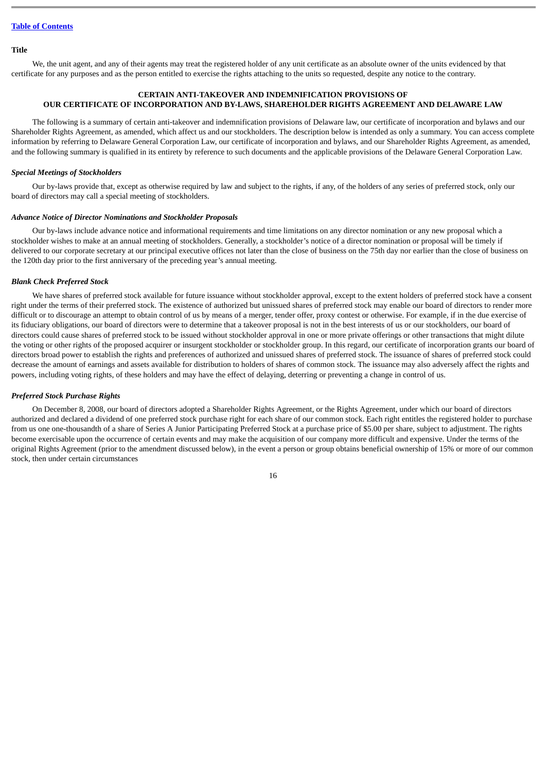**Title**

We, the unit agent, and any of their agents may treat the registered holder of any unit certificate as an absolute owner of the units evidenced by that certificate for any purposes and as the person entitled to exercise the rights attaching to the units so requested, despite any notice to the contrary.

## CERTAIN ANTI-TAKEOVER AND INDEMNIFICATION PROVISIONS OF OUR CERTIFICATE OF INCORPORATION AND BY-LAWS, SHAREHOLDER RIGHTS AGREEMENT AND DELAWARE LAW

The following is a summary of certain anti-takeover and indemnification provisions of Delaware law, our certificate of incorporation and bylaws and our Shareholder Rights Agreement, as amended, which affect us and our stockholders. The description below is intended as only a summary. You can access complete information by referring to Delaware General Corporation Law, our certificate of incorporation and bylaws, and our Shareholder Rights Agreement, as amended, and the following summary is qualified in its entirety by reference to such documents and the applicable provisions of the Delaware General Corporation Law.

***Special Meetings of Stockholders***

Our by-laws provide that, except as otherwise required by law and subject to the rights, if any, of the holders of any series of preferred stock, only our board of directors may call a special meeting of stockholders.

***Advance Notice of Director Nominations and Stockholder Proposals***

Our by-laws include advance notice and informational requirements and time limitations on any director nomination or any new proposal which a stockholder wishes to make at an annual meeting of stockholders. Generally, a stockholder's notice of a director nomination or proposal will be timely if delivered to our corporate secretary at our principal executive offices not later than the close of business on the 75th day nor earlier than the close of business on the 120th day prior to the first anniversary of the preceding year's annual meeting.

***Blank Check Preferred Stock***

We have shares of preferred stock available for future issuance without stockholder approval, except to the extent holders of preferred stock have a consent right under the terms of their preferred stock. The existence of authorized but unissued shares of preferred stock may enable our board of directors to render more difficult or to discourage an attempt to obtain control of us by means of a merger, tender offer, proxy contest or otherwise. For example, if in the due exercise of its fiduciary obligations, our board of directors were to determine that a takeover proposal is not in the best interests of us or our stockholders, our board of directors could cause shares of preferred stock to be issued without stockholder approval in one or more private offerings or other transactions that might dilute the voting or other rights of the proposed acquirer or insurgent stockholder or stockholder group. In this regard, our certificate of incorporation grants our board of directors broad power to establish the rights and preferences of authorized and unissued shares of preferred stock. The issuance of shares of preferred stock could decrease the amount of earnings and assets available for distribution to holders of shares of common stock. The issuance may also adversely affect the rights and powers, including voting rights, of these holders and may have the effect of delaying, deterring or preventing a change in control of us.

***Preferred Stock Purchase Rights***

On December 8, 2008, our board of directors adopted a Shareholder Rights Agreement, or the Rights Agreement, under which our board of directors authorized and declared a dividend of one preferred stock purchase right for each share of our common stock. Each right entitles the registered holder to purchase from us one one-thousandth of a share of Series A Junior Participating Preferred Stock at a purchase price of $5.00 per share, subject to adjustment. The rights become exercisable upon the occurrence of certain events and may make the acquisition of our company more difficult and expensive. Under the terms of the original Rights Agreement (prior to the amendment discussed below), in the event a person or group obtains beneficial ownership of 15% or more of our common stock, then under certain circumstances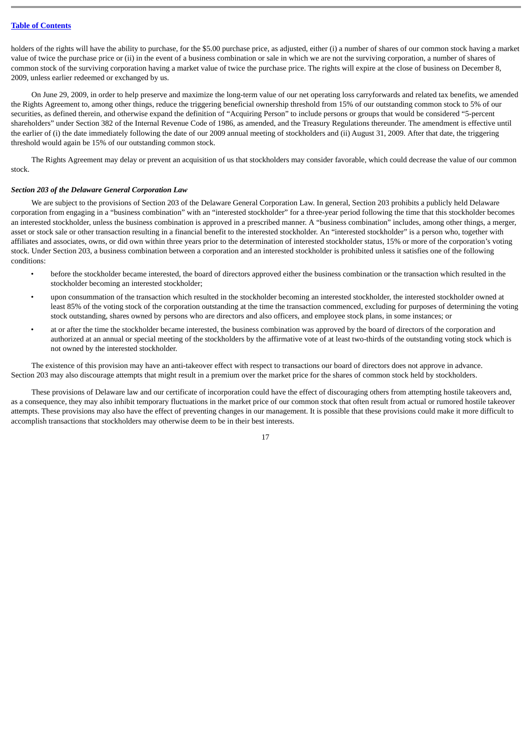holders of the rights will have the ability to purchase, for the $5.00 purchase price, as adjusted, either (i) a number of shares of our common stock having a market value of twice the purchase price or (ii) in the event of a business combination or sale in which we are not the surviving corporation, a number of shares of common stock of the surviving corporation having a market value of twice the purchase price. The rights will expire at the close of business on December 8, 2009, unless earlier redeemed or exchanged by us.

On June 29, 2009, in order to help preserve and maximize the long-term value of our net operating loss carryforwards and related tax benefits, we amended the Rights Agreement to, among other things, reduce the triggering beneficial ownership threshold from 15% of our outstanding common stock to 5% of our securities, as defined therein, and otherwise expand the definition of "Acquiring Person" to include persons or groups that would be considered "5-percent shareholders" under Section 382 of the Internal Revenue Code of 1986, as amended, and the Treasury Regulations thereunder. The amendment is effective until the earlier of (i) the date immediately following the date of our 2009 annual meeting of stockholders and (ii) August 31, 2009. After that date, the triggering threshold would again be 15% of our outstanding common stock.

The Rights Agreement may delay or prevent an acquisition of us that stockholders may consider favorable, which could decrease the value of our common stock.

***Section 203 of the Delaware General Corporation Law***

We are subject to the provisions of Section 203 of the Delaware General Corporation Law. In general, Section 203 prohibits a publicly held Delaware corporation from engaging in a "business combination" with an "interested stockholder" for a three-year period following the time that this stockholder becomes an interested stockholder, unless the business combination is approved in a prescribed manner. A "business combination" includes, among other things, a merger, asset or stock sale or other transaction resulting in a financial benefit to the interested stockholder. An "interested stockholder" is a person who, together with affiliates and associates, owns, or did own within three years prior to the determination of interested stockholder status, 15% or more of the corporation's voting stock. Under Section 203, a business combination between a corporation and an interested stockholder is prohibited unless it satisfies one of the following conditions:

- before the stockholder became interested, the board of directors approved either the business combination or the transaction which resulted in the stockholder becoming an interested stockholder;
- upon consummation of the transaction which resulted in the stockholder becoming an interested stockholder, the interested stockholder owned at least 85% of the voting stock of the corporation outstanding at the time the transaction commenced, excluding for purposes of determining the voting stock outstanding, shares owned by persons who are directors and also officers, and employee stock plans, in some instances; or
- at or after the time the stockholder became interested, the business combination was approved by the board of directors of the corporation and authorized at an annual or special meeting of the stockholders by the affirmative vote of at least two-thirds of the outstanding voting stock which is not owned by the interested stockholder.

The existence of this provision may have an anti-takeover effect with respect to transactions our board of directors does not approve in advance. Section 203 may also discourage attempts that might result in a premium over the market price for the shares of common stock held by stockholders.

These provisions of Delaware law and our certificate of incorporation could have the effect of discouraging others from attempting hostile takeovers and, as a consequence, they may also inhibit temporary fluctuations in the market price of our common stock that often result from actual or rumored hostile takeover attempts. These provisions may also have the effect of preventing changes in our management. It is possible that these provisions could make it more difficult to accomplish transactions that stockholders may otherwise deem to be in their best interests.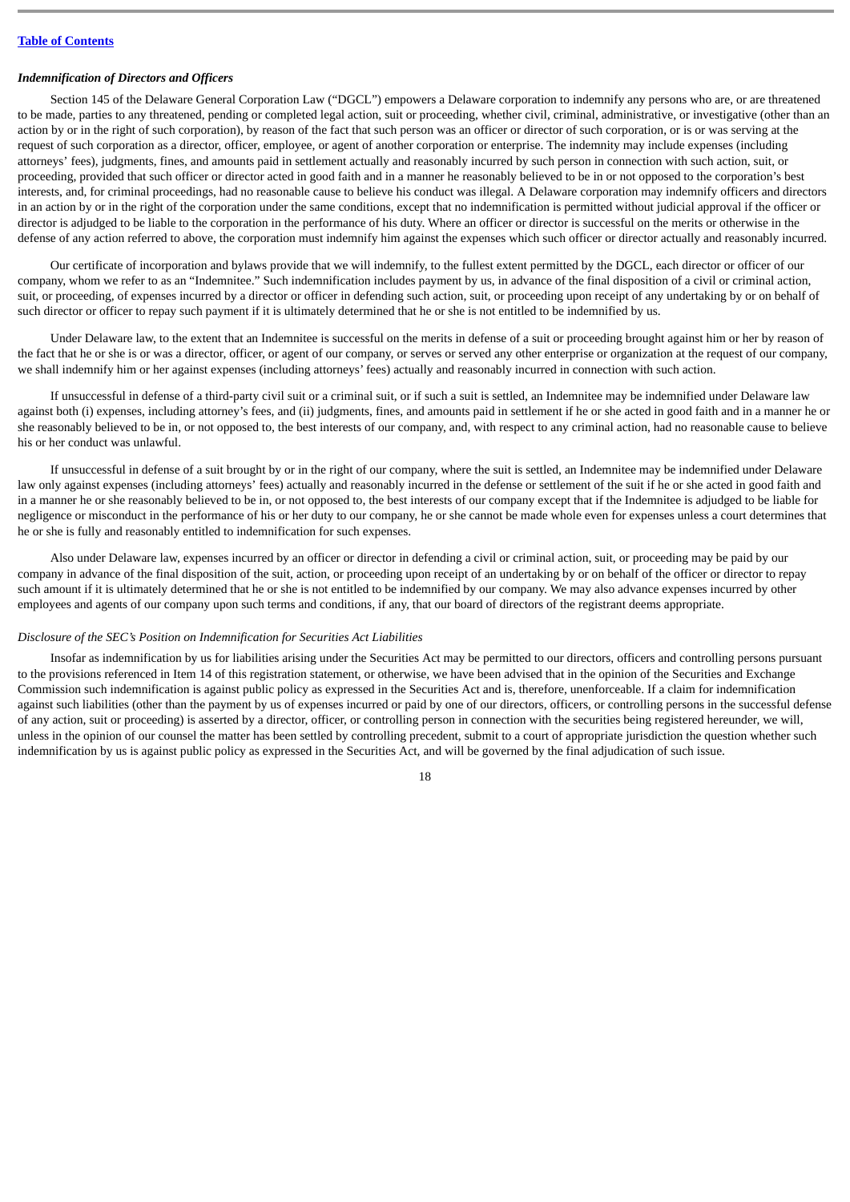### *Indemnification of Directors and Officers*

Section 145 of the Delaware General Corporation Law ("DGCL") empowers a Delaware corporation to indemnify any persons who are, or are threatened to be made, parties to any threatened, pending or completed legal action, suit or proceeding, whether civil, criminal, administrative, or investigative (other than an action by or in the right of such corporation), by reason of the fact that such person was an officer or director of such corporation, or is or was serving at the request of such corporation as a director, officer, employee, or agent of another corporation or enterprise. The indemnity may include expenses (including attorneys' fees), judgments, fines, and amounts paid in settlement actually and reasonably incurred by such person in connection with such action, suit, or proceeding, provided that such officer or director acted in good faith and in a manner he reasonably believed to be in or not opposed to the corporation's best interests, and, for criminal proceedings, had no reasonable cause to believe his conduct was illegal. A Delaware corporation may indemnify officers and directors in an action by or in the right of the corporation under the same conditions, except that no indemnification is permitted without judicial approval if the officer or director is adjudged to be liable to the corporation in the performance of his duty. Where an officer or director is successful on the merits or otherwise in the defense of any action referred to above, the corporation must indemnify him against the expenses which such officer or director actually and reasonably incurred.

Our certificate of incorporation and bylaws provide that we will indemnify, to the fullest extent permitted by the DGCL, each director or officer of our company, whom we refer to as an "Indemnitee." Such indemnification includes payment by us, in advance of the final disposition of a civil or criminal action, suit, or proceeding, of expenses incurred by a director or officer in defending such action, suit, or proceeding upon receipt of any undertaking by or on behalf of such director or officer to repay such payment if it is ultimately determined that he or she is not entitled to be indemnified by us.

Under Delaware law, to the extent that an Indemnitee is successful on the merits in defense of a suit or proceeding brought against him or her by reason of the fact that he or she is or was a director, officer, or agent of our company, or serves or served any other enterprise or organization at the request of our company, we shall indemnify him or her against expenses (including attorneys' fees) actually and reasonably incurred in connection with such action.

If unsuccessful in defense of a third-party civil suit or a criminal suit, or if such a suit is settled, an Indemnitee may be indemnified under Delaware law against both (i) expenses, including attorney's fees, and (ii) judgments, fines, and amounts paid in settlement if he or she acted in good faith and in a manner he or she reasonably believed to be in, or not opposed to, the best interests of our company, and, with respect to any criminal action, had no reasonable cause to believe his or her conduct was unlawful.

If unsuccessful in defense of a suit brought by or in the right of our company, where the suit is settled, an Indemnitee may be indemnified under Delaware law only against expenses (including attorneys' fees) actually and reasonably incurred in the defense or settlement of the suit if he or she acted in good faith and in a manner he or she reasonably believed to be in, or not opposed to, the best interests of our company except that if the Indemnitee is adjudged to be liable for negligence or misconduct in the performance of his or her duty to our company, he or she cannot be made whole even for expenses unless a court determines that he or she is fully and reasonably entitled to indemnification for such expenses.

Also under Delaware law, expenses incurred by an officer or director in defending a civil or criminal action, suit, or proceeding may be paid by our company in advance of the final disposition of the suit, action, or proceeding upon receipt of an undertaking by or on behalf of the officer or director to repay such amount if it is ultimately determined that he or she is not entitled to be indemnified by our company. We may also advance expenses incurred by other employees and agents of our company upon such terms and conditions, if any, that our board of directors of the registrant deems appropriate.

*Disclosure of the SEC's Position on Indemnification for Securities Act Liabilities*

Insofar as indemnification by us for liabilities arising under the Securities Act may be permitted to our directors, officers and controlling persons pursuant to the provisions referenced in Item 14 of this registration statement, or otherwise, we have been advised that in the opinion of the Securities and Exchange Commission such indemnification is against public policy as expressed in the Securities Act and is, therefore, unenforceable. If a claim for indemnification against such liabilities (other than the payment by us of expenses incurred or paid by one of our directors, officers, or controlling persons in the successful defense of any action, suit or proceeding) is asserted by a director, officer, or controlling person in connection with the securities being registered hereunder, we will, unless in the opinion of our counsel the matter has been settled by controlling precedent, submit to a court of appropriate jurisdiction the question whether such indemnification by us is against public policy as expressed in the Securities Act, and will be governed by the final adjudication of such issue.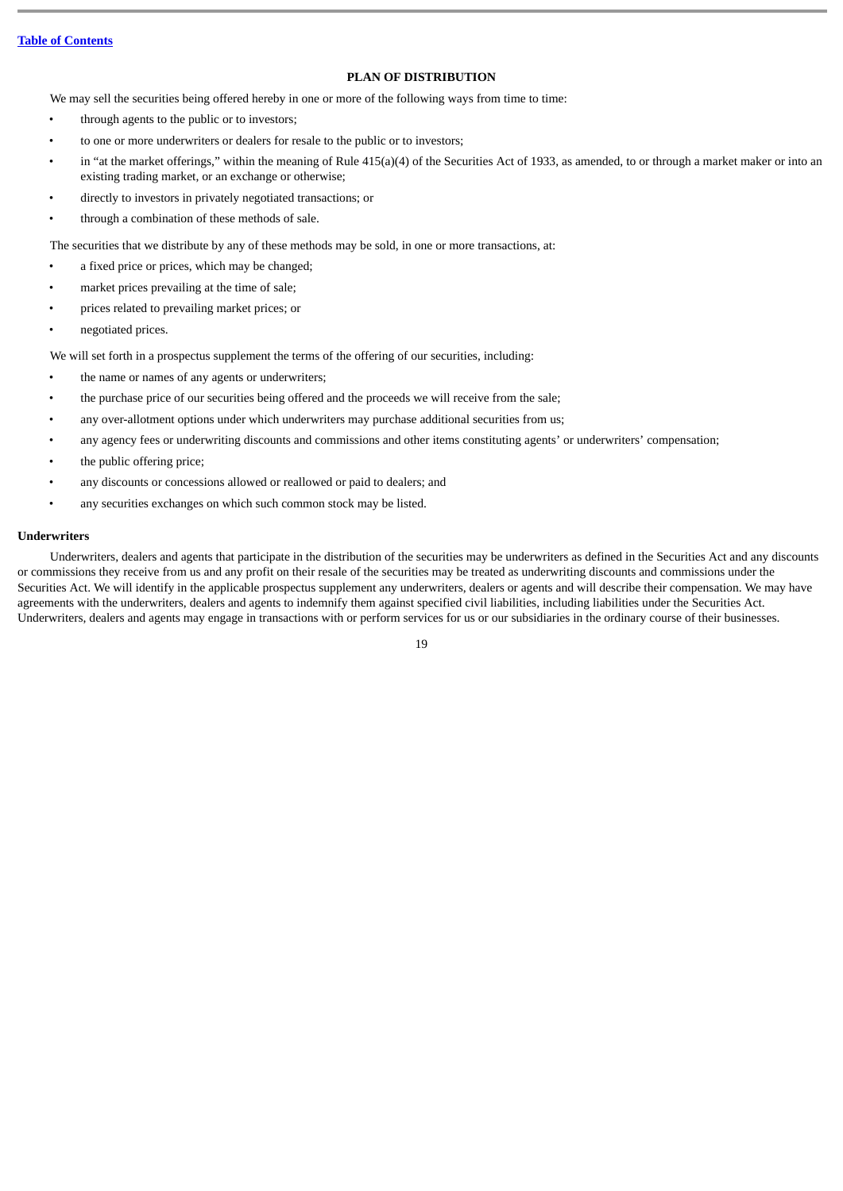## PLAN OF DISTRIBUTION

We may sell the securities being offered hereby in one or more of the following ways from time to time:

- through agents to the public or to investors;
- to one or more underwriters or dealers for resale to the public or to investors;
- in "at the market offerings," within the meaning of Rule 415(a)(4) of the Securities Act of 1933, as amended, to or through a market maker or into an existing trading market, or an exchange or otherwise;
- directly to investors in privately negotiated transactions; or
- through a combination of these methods of sale.

The securities that we distribute by any of these methods may be sold, in one or more transactions, at:

- a fixed price or prices, which may be changed;
- market prices prevailing at the time of sale;
- prices related to prevailing market prices; or
- negotiated prices.

We will set forth in a prospectus supplement the terms of the offering of our securities, including:

- the name or names of any agents or underwriters;
- the purchase price of our securities being offered and the proceeds we will receive from the sale;
- any over-allotment options under which underwriters may purchase additional securities from us;
- any agency fees or underwriting discounts and commissions and other items constituting agents' or underwriters' compensation;
- the public offering price;
- any discounts or concessions allowed or reallowed or paid to dealers; and
- any securities exchanges on which such common stock may be listed.

### Underwriters

Underwriters, dealers and agents that participate in the distribution of the securities may be underwriters as defined in the Securities Act and any discounts or commissions they receive from us and any profit on their resale of the securities may be treated as underwriting discounts and commissions under the Securities Act. We will identify in the applicable prospectus supplement any underwriters, dealers or agents and will describe their compensation. We may have agreements with the underwriters, dealers and agents to indemnify them against specified civil liabilities, including liabilities under the Securities Act. Underwriters, dealers and agents may engage in transactions with or perform services for us or our subsidiaries in the ordinary course of their businesses.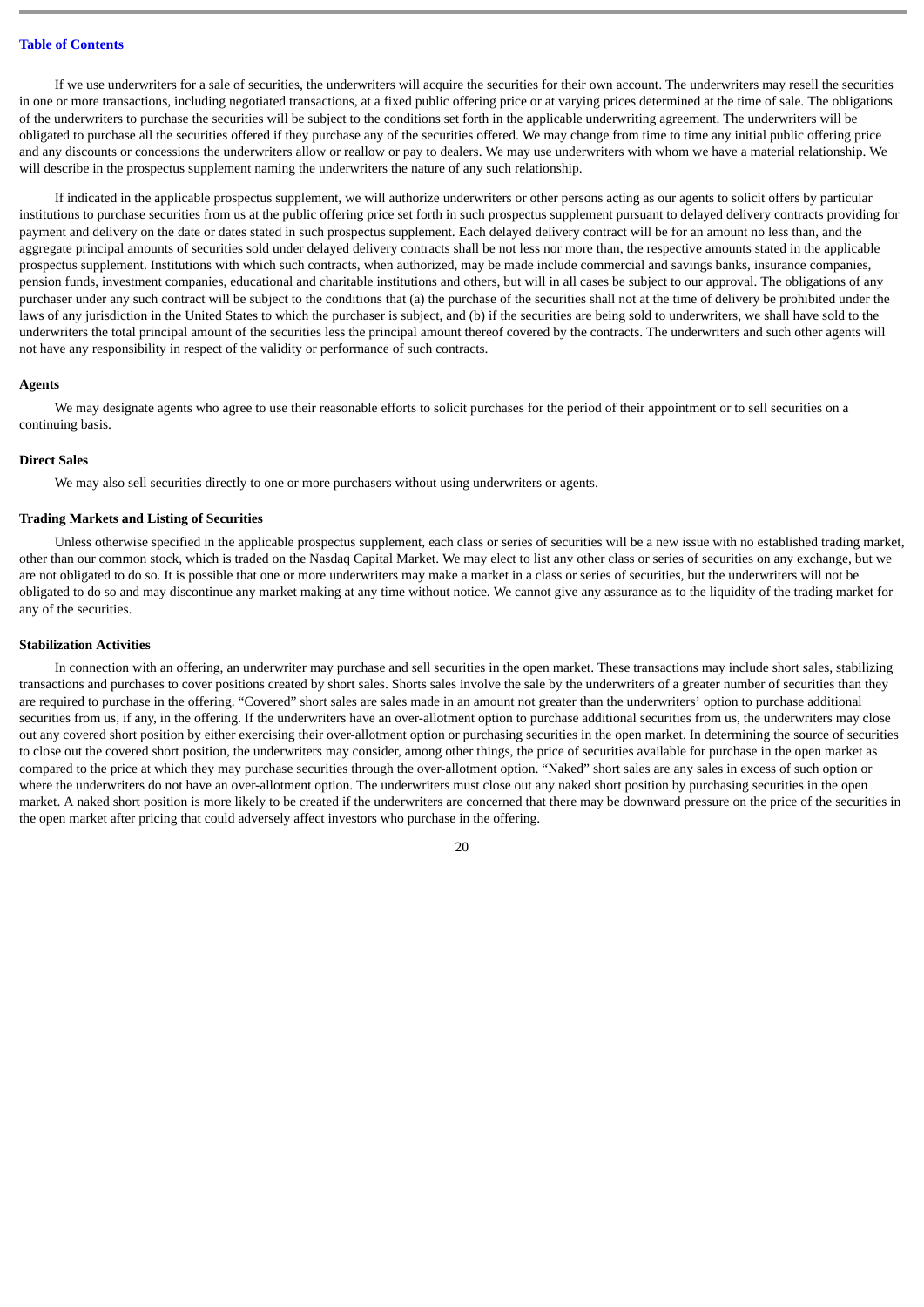If we use underwriters for a sale of securities, the underwriters will acquire the securities for their own account. The underwriters may resell the securities in one or more transactions, including negotiated transactions, at a fixed public offering price or at varying prices determined at the time of sale. The obligations of the underwriters to purchase the securities will be subject to the conditions set forth in the applicable underwriting agreement. The underwriters will be obligated to purchase all the securities offered if they purchase any of the securities offered. We may change from time to time any initial public offering price and any discounts or concessions the underwriters allow or reallow or pay to dealers. We may use underwriters with whom we have a material relationship. We will describe in the prospectus supplement naming the underwriters the nature of any such relationship.

If indicated in the applicable prospectus supplement, we will authorize underwriters or other persons acting as our agents to solicit offers by particular institutions to purchase securities from us at the public offering price set forth in such prospectus supplement pursuant to delayed delivery contracts providing for payment and delivery on the date or dates stated in such prospectus supplement. Each delayed delivery contract will be for an amount no less than, and the aggregate principal amounts of securities sold under delayed delivery contracts shall be not less nor more than, the respective amounts stated in the applicable prospectus supplement. Institutions with which such contracts, when authorized, may be made include commercial and savings banks, insurance companies, pension funds, investment companies, educational and charitable institutions and others, but will in all cases be subject to our approval. The obligations of any purchaser under any such contract will be subject to the conditions that (a) the purchase of the securities shall not at the time of delivery be prohibited under the laws of any jurisdiction in the United States to which the purchaser is subject, and (b) if the securities are being sold to underwriters, we shall have sold to the underwriters the total principal amount of the securities less the principal amount thereof covered by the contracts. The underwriters and such other agents will not have any responsibility in respect of the validity or performance of such contracts.

**Agents**

We may designate agents who agree to use their reasonable efforts to solicit purchases for the period of their appointment or to sell securities on a continuing basis.

**Direct Sales**

We may also sell securities directly to one or more purchasers without using underwriters or agents.

**Trading Markets and Listing of Securities**

Unless otherwise specified in the applicable prospectus supplement, each class or series of securities will be a new issue with no established trading market, other than our common stock, which is traded on the Nasdaq Capital Market. We may elect to list any other class or series of securities on any exchange, but we are not obligated to do so. It is possible that one or more underwriters may make a market in a class or series of securities, but the underwriters will not be obligated to do so and may discontinue any market making at any time without notice. We cannot give any assurance as to the liquidity of the trading market for any of the securities.

**Stabilization Activities**

In connection with an offering, an underwriter may purchase and sell securities in the open market. These transactions may include short sales, stabilizing transactions and purchases to cover positions created by short sales. Shorts sales involve the sale by the underwriters of a greater number of securities than they are required to purchase in the offering. "Covered" short sales are sales made in an amount not greater than the underwriters' option to purchase additional securities from us, if any, in the offering. If the underwriters have an over-allotment option to purchase additional securities from us, the underwriters may close out any covered short position by either exercising their over-allotment option or purchasing securities in the open market. In determining the source of securities to close out the covered short position, the underwriters may consider, among other things, the price of securities available for purchase in the open market as compared to the price at which they may purchase securities through the over-allotment option. "Naked" short sales are any sales in excess of such option or where the underwriters do not have an over-allotment option. The underwriters must close out any naked short position by purchasing securities in the open market. A naked short position is more likely to be created if the underwriters are concerned that there may be downward pressure on the price of the securities in the open market after pricing that could adversely affect investors who purchase in the offering.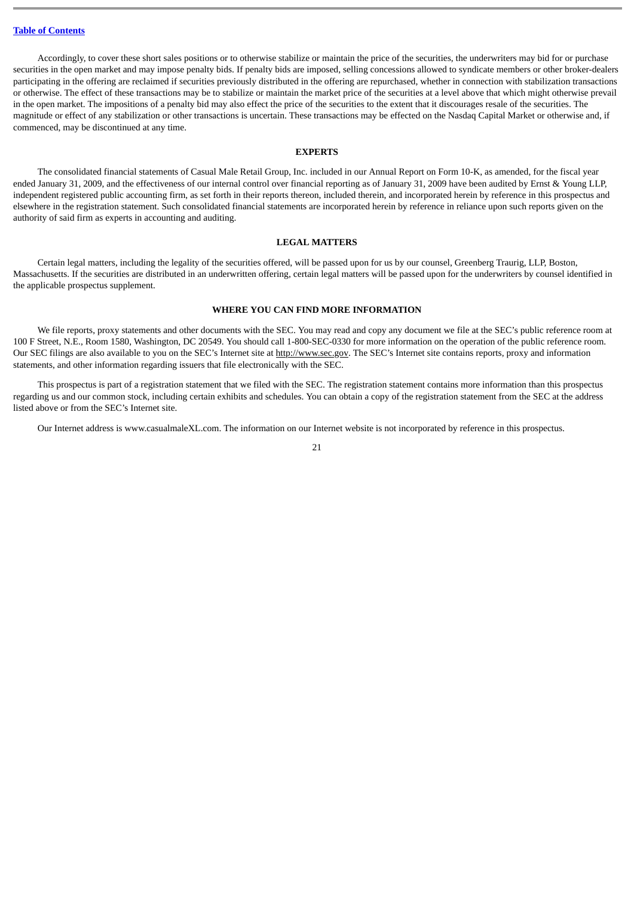Accordingly, to cover these short sales positions or to otherwise stabilize or maintain the price of the securities, the underwriters may bid for or purchase securities in the open market and may impose penalty bids. If penalty bids are imposed, selling concessions allowed to syndicate members or other broker-dealers participating in the offering are reclaimed if securities previously distributed in the offering are repurchased, whether in connection with stabilization transactions or otherwise. The effect of these transactions may be to stabilize or maintain the market price of the securities at a level above that which might otherwise prevail in the open market. The impositions of a penalty bid may also effect the price of the securities to the extent that it discourages resale of the securities. The magnitude or effect of any stabilization or other transactions is uncertain. These transactions may be effected on the Nasdaq Capital Market or otherwise and, if commenced, may be discontinued at any time.

## EXPERTS

The consolidated financial statements of Casual Male Retail Group, Inc. included in our Annual Report on Form 10-K, as amended, for the fiscal year ended January 31, 2009, and the effectiveness of our internal control over financial reporting as of January 31, 2009 have been audited by Ernst & Young LLP, independent registered public accounting firm, as set forth in their reports thereon, included therein, and incorporated herein by reference in this prospectus and elsewhere in the registration statement. Such consolidated financial statements are incorporated herein by reference in reliance upon such reports given on the authority of said firm as experts in accounting and auditing.

## LEGAL MATTERS

Certain legal matters, including the legality of the securities offered, will be passed upon for us by our counsel, Greenberg Traurig, LLP, Boston, Massachusetts. If the securities are distributed in an underwritten offering, certain legal matters will be passed upon for the underwriters by counsel identified in the applicable prospectus supplement.

## WHERE YOU CAN FIND MORE INFORMATION

We file reports, proxy statements and other documents with the SEC. You may read and copy any document we file at the SEC's public reference room at 100 F Street, N.E., Room 1580, Washington, DC 20549. You should call 1-800-SEC-0330 for more information on the operation of the public reference room. Our SEC filings are also available to you on the SEC's Internet site at http://www.sec.gov. The SEC's Internet site contains reports, proxy and information statements, and other information regarding issuers that file electronically with the SEC.

This prospectus is part of a registration statement that we filed with the SEC. The registration statement contains more information than this prospectus regarding us and our common stock, including certain exhibits and schedules. You can obtain a copy of the registration statement from the SEC at the address listed above or from the SEC's Internet site.

Our Internet address is www.casualmaleXL.com. The information on our Internet website is not incorporated by reference in this prospectus.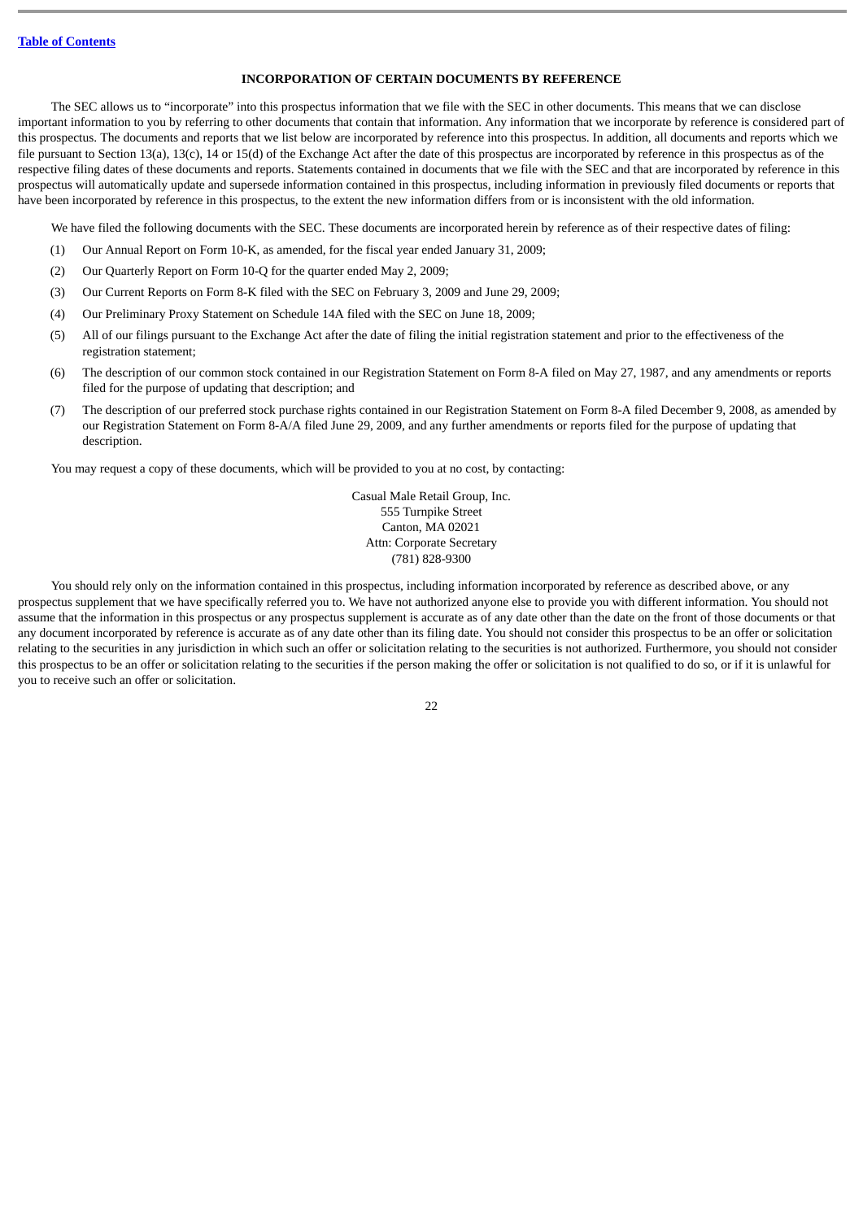[Table of Contents](#)

## INCORPORATION OF CERTAIN DOCUMENTS BY REFERENCE

The SEC allows us to "incorporate" into this prospectus information that we file with the SEC in other documents. This means that we can disclose important information to you by referring to other documents that contain that information. Any information that we incorporate by reference is considered part of this prospectus. The documents and reports that we list below are incorporated by reference into this prospectus. In addition, all documents and reports which we file pursuant to Section 13(a), 13(c), 14 or 15(d) of the Exchange Act after the date of this prospectus are incorporated by reference in this prospectus as of the respective filing dates of these documents and reports. Statements contained in documents that we file with the SEC and that are incorporated by reference in this prospectus will automatically update and supersede information contained in this prospectus, including information in previously filed documents or reports that have been incorporated by reference in this prospectus, to the extent the new information differs from or is inconsistent with the old information.

We have filed the following documents with the SEC. These documents are incorporated herein by reference as of their respective dates of filing:

(1) Our Annual Report on Form 10-K, as amended, for the fiscal year ended January 31, 2009;

(2) Our Quarterly Report on Form 10-Q for the quarter ended May 2, 2009;

(3) Our Current Reports on Form 8-K filed with the SEC on February 3, 2009 and June 29, 2009;

(4) Our Preliminary Proxy Statement on Schedule 14A filed with the SEC on June 18, 2009;

(5) All of our filings pursuant to the Exchange Act after the date of filing the initial registration statement and prior to the effectiveness of the registration statement;

(6) The description of our common stock contained in our Registration Statement on Form 8-A filed on May 27, 1987, and any amendments or reports filed for the purpose of updating that description; and

(7) The description of our preferred stock purchase rights contained in our Registration Statement on Form 8-A filed December 9, 2008, as amended by our Registration Statement on Form 8-A/A filed June 29, 2009, and any further amendments or reports filed for the purpose of updating that description.

You may request a copy of these documents, which will be provided to you at no cost, by contacting:

Casual Male Retail Group, Inc.
555 Turnpike Street
Canton, MA 02021
Attn: Corporate Secretary
(781) 828-9300

You should rely only on the information contained in this prospectus, including information incorporated by reference as described above, or any prospectus supplement that we have specifically referred you to. We have not authorized anyone else to provide you with different information. You should not assume that the information in this prospectus or any prospectus supplement is accurate as of any date other than the date on the front of those documents or that any document incorporated by reference is accurate as of any date other than its filing date. You should not consider this prospectus to be an offer or solicitation relating to the securities in any jurisdiction in which such an offer or solicitation relating to the securities is not authorized. Furthermore, you should not consider this prospectus to be an offer or solicitation relating to the securities if the person making the offer or solicitation is not qualified to do so, or if it is unlawful for you to receive such an offer or solicitation.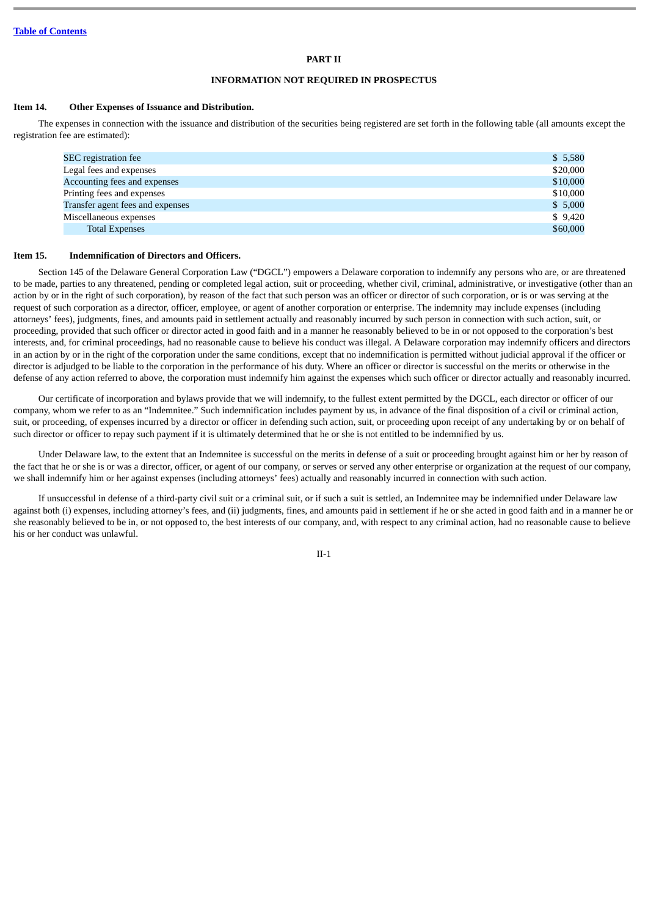[Table of Contents](#)

## PART II

## INFORMATION NOT REQUIRED IN PROSPECTUS

### Item 14. Other Expenses of Issuance and Distribution.

The expenses in connection with the issuance and distribution of the securities being registered are set forth in the following table (all amounts except the registration fee are estimated):

| | |
|---|---|
| SEC registration fee | $ 5,580 |
| Legal fees and expenses | $20,000 |
| Accounting fees and expenses | $10,000 |
| Printing fees and expenses | $10,000 |
| Transfer agent fees and expenses | $ 5,000 |
| Miscellaneous expenses | $ 9,420 |
| Total Expenses | $60,000 |

### Item 15. Indemnification of Directors and Officers.

Section 145 of the Delaware General Corporation Law ("DGCL") empowers a Delaware corporation to indemnify any persons who are, or are threatened to be made, parties to any threatened, pending or completed legal action, suit or proceeding, whether civil, criminal, administrative, or investigative (other than an action by or in the right of such corporation), by reason of the fact that such person was an officer or director of such corporation, or is or was serving at the request of such corporation as a director, officer, employee, or agent of another corporation or enterprise. The indemnity may include expenses (including attorneys' fees), judgments, fines, and amounts paid in settlement actually and reasonably incurred by such person in connection with such action, suit, or proceeding, provided that such officer or director acted in good faith and in a manner he reasonably believed to be in or not opposed to the corporation's best interests, and, for criminal proceedings, had no reasonable cause to believe his conduct was illegal. A Delaware corporation may indemnify officers and directors in an action by or in the right of the corporation under the same conditions, except that no indemnification is permitted without judicial approval if the officer or director is adjudged to be liable to the corporation in the performance of his duty. Where an officer or director is successful on the merits or otherwise in the defense of any action referred to above, the corporation must indemnify him against the expenses which such officer or director actually and reasonably incurred.

Our certificate of incorporation and bylaws provide that we will indemnify, to the fullest extent permitted by the DGCL, each director or officer of our company, whom we refer to as an "Indemnitee." Such indemnification includes payment by us, in advance of the final disposition of a civil or criminal action, suit, or proceeding, of expenses incurred by a director or officer in defending such action, suit, or proceeding upon receipt of any undertaking by or on behalf of such director or officer to repay such payment if it is ultimately determined that he or she is not entitled to be indemnified by us.

Under Delaware law, to the extent that an Indemnitee is successful on the merits in defense of a suit or proceeding brought against him or her by reason of the fact that he or she is or was a director, officer, or agent of our company, or serves or served any other enterprise or organization at the request of our company, we shall indemnify him or her against expenses (including attorneys' fees) actually and reasonably incurred in connection with such action.

If unsuccessful in defense of a third-party civil suit or a criminal suit, or if such a suit is settled, an Indemnitee may be indemnified under Delaware law against both (i) expenses, including attorney's fees, and (ii) judgments, fines, and amounts paid in settlement if he or she acted in good faith and in a manner he or she reasonably believed to be in, or not opposed to, the best interests of our company, and, with respect to any criminal action, had no reasonable cause to believe his or her conduct was unlawful.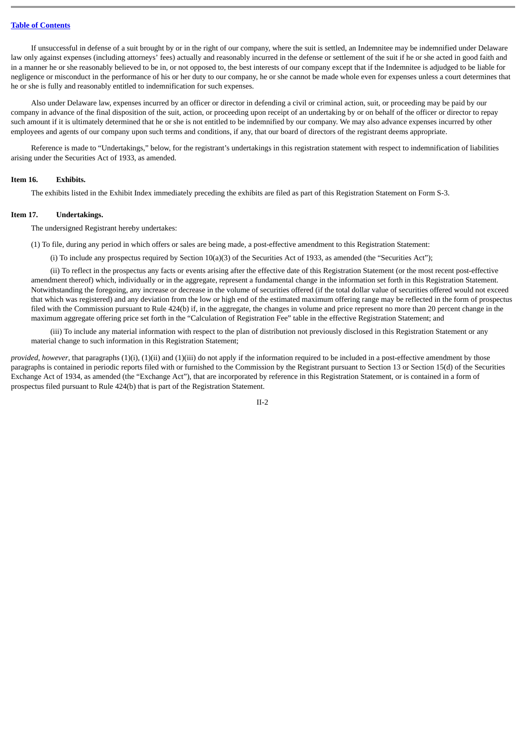If unsuccessful in defense of a suit brought by or in the right of our company, where the suit is settled, an Indemnitee may be indemnified under Delaware law only against expenses (including attorneys' fees) actually and reasonably incurred in the defense or settlement of the suit if he or she acted in good faith and in a manner he or she reasonably believed to be in, or not opposed to, the best interests of our company except that if the Indemnitee is adjudged to be liable for negligence or misconduct in the performance of his or her duty to our company, he or she cannot be made whole even for expenses unless a court determines that he or she is fully and reasonably entitled to indemnification for such expenses.

Also under Delaware law, expenses incurred by an officer or director in defending a civil or criminal action, suit, or proceeding may be paid by our company in advance of the final disposition of the suit, action, or proceeding upon receipt of an undertaking by or on behalf of the officer or director to repay such amount if it is ultimately determined that he or she is not entitled to be indemnified by our company. We may also advance expenses incurred by other employees and agents of our company upon such terms and conditions, if any, that our board of directors of the registrant deems appropriate.

Reference is made to "Undertakings," below, for the registrant's undertakings in this registration statement with respect to indemnification of liabilities arising under the Securities Act of 1933, as amended.

**Item 16. Exhibits.**

The exhibits listed in the Exhibit Index immediately preceding the exhibits are filed as part of this Registration Statement on Form S-3.

**Item 17. Undertakings.**

The undersigned Registrant hereby undertakes:

(1) To file, during any period in which offers or sales are being made, a post-effective amendment to this Registration Statement:

(i) To include any prospectus required by Section 10(a)(3) of the Securities Act of 1933, as amended (the "Securities Act");

(ii) To reflect in the prospectus any facts or events arising after the effective date of this Registration Statement (or the most recent post-effective amendment thereof) which, individually or in the aggregate, represent a fundamental change in the information set forth in this Registration Statement. Notwithstanding the foregoing, any increase or decrease in the volume of securities offered (if the total dollar value of securities offered would not exceed that which was registered) and any deviation from the low or high end of the estimated maximum offering range may be reflected in the form of prospectus filed with the Commission pursuant to Rule 424(b) if, in the aggregate, the changes in volume and price represent no more than 20 percent change in the maximum aggregate offering price set forth in the "Calculation of Registration Fee" table in the effective Registration Statement; and

(iii) To include any material information with respect to the plan of distribution not previously disclosed in this Registration Statement or any material change to such information in this Registration Statement;

*provided, however,* that paragraphs (1)(i), (1)(ii) and (1)(iii) do not apply if the information required to be included in a post-effective amendment by those paragraphs is contained in periodic reports filed with or furnished to the Commission by the Registrant pursuant to Section 13 or Section 15(d) of the Securities Exchange Act of 1934, as amended (the "Exchange Act"), that are incorporated by reference in this Registration Statement, or is contained in a form of prospectus filed pursuant to Rule 424(b) that is part of the Registration Statement.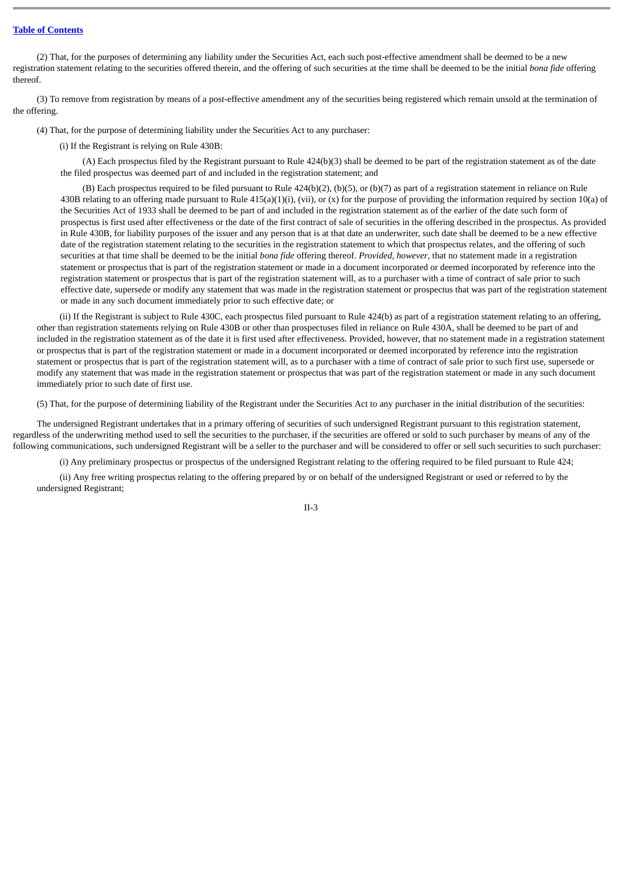(2) That, for the purposes of determining any liability under the Securities Act, each such post-effective amendment shall be deemed to be a new registration statement relating to the securities offered therein, and the offering of such securities at the time shall be deemed to be the initial *bona fide* offering thereof.

(3) To remove from registration by means of a post-effective amendment any of the securities being registered which remain unsold at the termination of the offering.

(4) That, for the purpose of determining liability under the Securities Act to any purchaser:

(i) If the Registrant is relying on Rule 430B:

(A) Each prospectus filed by the Registrant pursuant to Rule 424(b)(3) shall be deemed to be part of the registration statement as of the date the filed prospectus was deemed part of and included in the registration statement; and

(B) Each prospectus required to be filed pursuant to Rule 424(b)(2), (b)(5), or (b)(7) as part of a registration statement in reliance on Rule 430B relating to an offering made pursuant to Rule 415(a)(1)(i), (vii), or (x) for the purpose of providing the information required by section 10(a) of the Securities Act of 1933 shall be deemed to be part of and included in the registration statement as of the earlier of the date such form of prospectus is first used after effectiveness or the date of the first contract of sale of securities in the offering described in the prospectus. As provided in Rule 430B, for liability purposes of the issuer and any person that is at that date an underwriter, such date shall be deemed to be a new effective date of the registration statement relating to the securities in the registration statement to which that prospectus relates, and the offering of such securities at that time shall be deemed to be the initial *bona fide* offering thereof. *Provided, however,* that no statement made in a registration statement or prospectus that is part of the registration statement or made in a document incorporated or deemed incorporated by reference into the registration statement or prospectus that is part of the registration statement will, as to a purchaser with a time of contract of sale prior to such effective date, supersede or modify any statement that was made in the registration statement or prospectus that was part of the registration statement or made in any such document immediately prior to such effective date; or

(ii) If the Registrant is subject to Rule 430C, each prospectus filed pursuant to Rule 424(b) as part of a registration statement relating to an offering, other than registration statements relying on Rule 430B or other than prospectuses filed in reliance on Rule 430A, shall be deemed to be part of and included in the registration statement as of the date it is first used after effectiveness. Provided, however, that no statement made in a registration statement or prospectus that is part of the registration statement or made in a document incorporated or deemed incorporated by reference into the registration statement or prospectus that is part of the registration statement will, as to a purchaser with a time of contract of sale prior to such first use, supersede or modify any statement that was made in the registration statement or prospectus that was part of the registration statement or made in any such document immediately prior to such date of first use.

(5) That, for the purpose of determining liability of the Registrant under the Securities Act to any purchaser in the initial distribution of the securities:

The undersigned Registrant undertakes that in a primary offering of securities of such undersigned Registrant pursuant to this registration statement, regardless of the underwriting method used to sell the securities to the purchaser, if the securities are offered or sold to such purchaser by means of any of the following communications, such undersigned Registrant will be a seller to the purchaser and will be considered to offer or sell such securities to such purchaser:

(i) Any preliminary prospectus or prospectus of the undersigned Registrant relating to the offering required to be filed pursuant to Rule 424;

(ii) Any free writing prospectus relating to the offering prepared by or on behalf of the undersigned Registrant or used or referred to by the undersigned Registrant;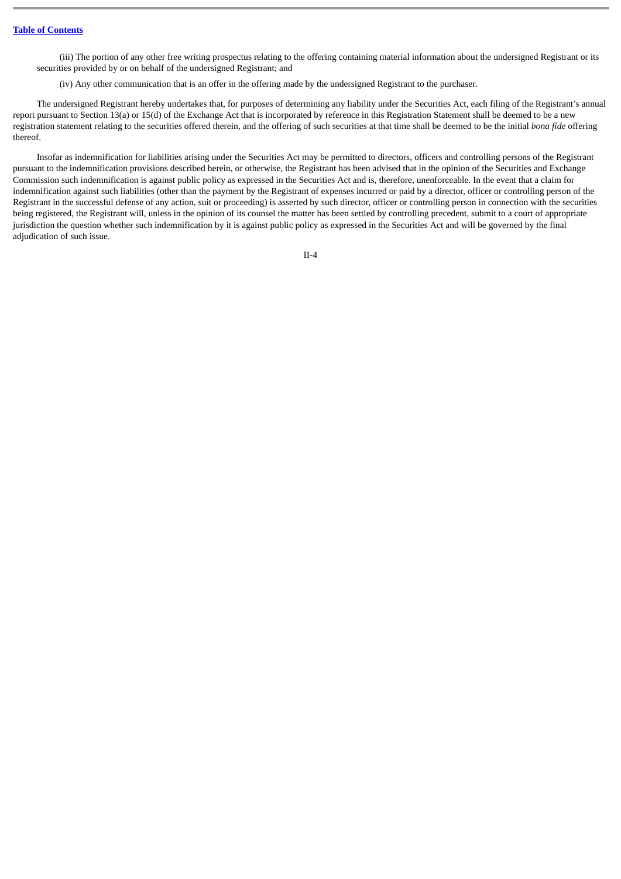(iii) The portion of any other free writing prospectus relating to the offering containing material information about the undersigned Registrant or its securities provided by or on behalf of the undersigned Registrant; and

(iv) Any other communication that is an offer in the offering made by the undersigned Registrant to the purchaser.

The undersigned Registrant hereby undertakes that, for purposes of determining any liability under the Securities Act, each filing of the Registrant's annual report pursuant to Section 13(a) or 15(d) of the Exchange Act that is incorporated by reference in this Registration Statement shall be deemed to be a new registration statement relating to the securities offered therein, and the offering of such securities at that time shall be deemed to be the initial *bona fide* offering thereof.

Insofar as indemnification for liabilities arising under the Securities Act may be permitted to directors, officers and controlling persons of the Registrant pursuant to the indemnification provisions described herein, or otherwise, the Registrant has been advised that in the opinion of the Securities and Exchange Commission such indemnification is against public policy as expressed in the Securities Act and is, therefore, unenforceable. In the event that a claim for indemnification against such liabilities (other than the payment by the Registrant of expenses incurred or paid by a director, officer or controlling person of the Registrant in the successful defense of any action, suit or proceeding) is asserted by such director, officer or controlling person in connection with the securities being registered, the Registrant will, unless in the opinion of its counsel the matter has been settled by controlling precedent, submit to a court of appropriate jurisdiction the question whether such indemnification by it is against public policy as expressed in the Securities Act and will be governed by the final adjudication of such issue.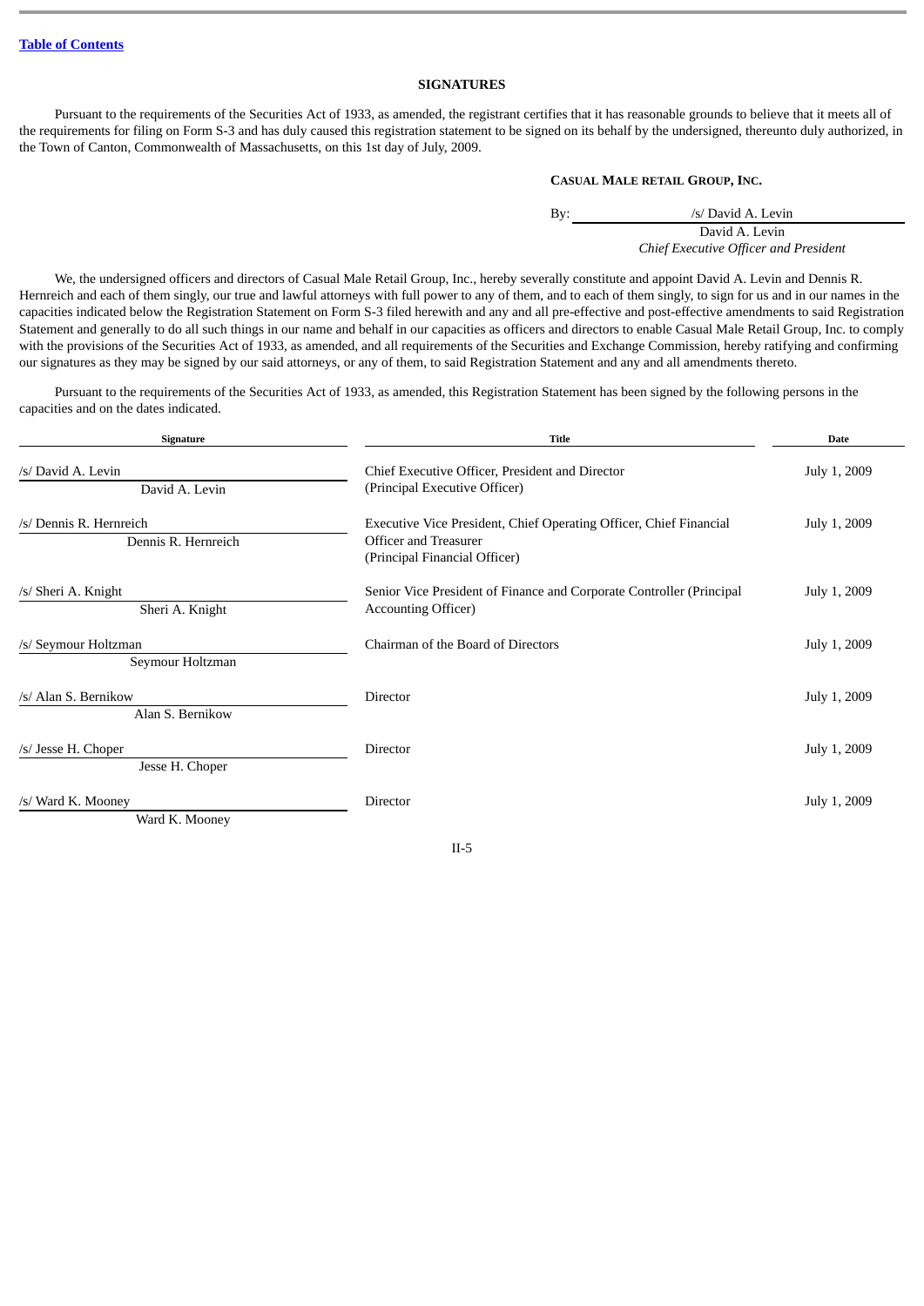Table of Contents

## SIGNATURES

Pursuant to the requirements of the Securities Act of 1933, as amended, the registrant certifies that it has reasonable grounds to believe that it meets all of the requirements for filing on Form S-3 and has duly caused this registration statement to be signed on its behalf by the undersigned, thereunto duly authorized, in the Town of Canton, Commonwealth of Massachusetts, on this 1st day of July, 2009.

**CASUAL MALE RETAIL GROUP, INC.**

By: /s/ David A. Levin
David A. Levin
*Chief Executive Officer and President*

We, the undersigned officers and directors of Casual Male Retail Group, Inc., hereby severally constitute and appoint David A. Levin and Dennis R. Hernreich and each of them singly, our true and lawful attorneys with full power to any of them, and to each of them singly, to sign for us and in our names in the capacities indicated below the Registration Statement on Form S-3 filed herewith and any and all pre-effective and post-effective amendments to said Registration Statement and generally to do all such things in our name and behalf in our capacities as officers and directors to enable Casual Male Retail Group, Inc. to comply with the provisions of the Securities Act of 1933, as amended, and all requirements of the Securities and Exchange Commission, hereby ratifying and confirming our signatures as they may be signed by our said attorneys, or any of them, to said Registration Statement and any and all amendments thereto.

Pursuant to the requirements of the Securities Act of 1933, as amended, this Registration Statement has been signed by the following persons in the capacities and on the dates indicated.

| Signature | Title | Date |
|---|---|---|
| /s/ David A. Levin<br>David A. Levin | Chief Executive Officer, President and Director<br>(Principal Executive Officer) | July 1, 2009 |
| /s/ Dennis R. Hernreich<br>Dennis R. Hernreich | Executive Vice President, Chief Operating Officer, Chief Financial Officer and Treasurer<br>(Principal Financial Officer) | July 1, 2009 |
| /s/ Sheri A. Knight<br>Sheri A. Knight | Senior Vice President of Finance and Corporate Controller (Principal Accounting Officer) | July 1, 2009 |
| /s/ Seymour Holtzman<br>Seymour Holtzman | Chairman of the Board of Directors | July 1, 2009 |
| /s/ Alan S. Bernikow<br>Alan S. Bernikow | Director | July 1, 2009 |
| /s/ Jesse H. Choper<br>Jesse H. Choper | Director | July 1, 2009 |
| /s/ Ward K. Mooney<br>Ward K. Mooney | Director | July 1, 2009 |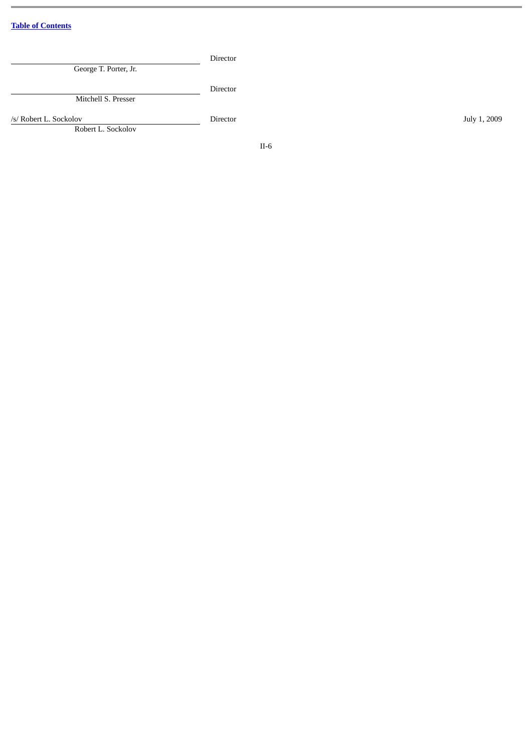| Signature | Title | Date |
| --- | --- | --- |
| George T. Porter, Jr. | Director | |
| Mitchell S. Presser | Director | |
| /s/ Robert L. Sockolov<br>Robert L. Sockolov | Director | July 1, 2009 |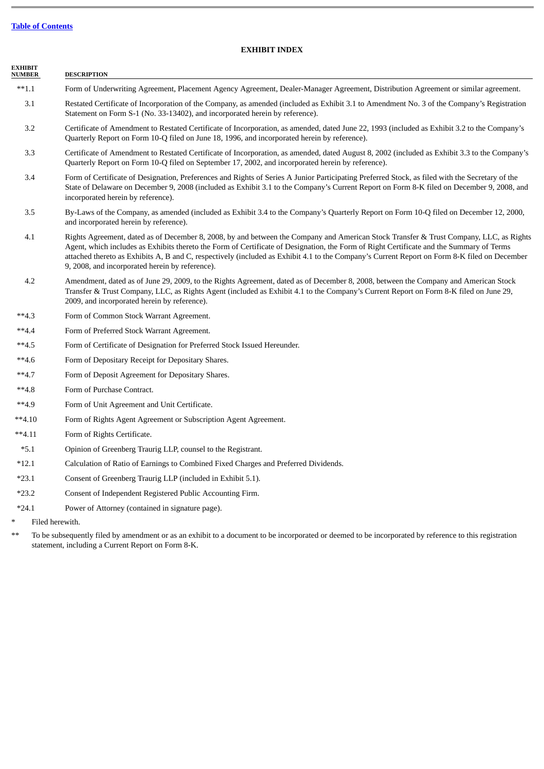[Table of Contents](#)

## EXHIBIT INDEX

| EXHIBIT NUMBER | DESCRIPTION |
|---|---|
| **1.1 | Form of Underwriting Agreement, Placement Agency Agreement, Dealer-Manager Agreement, Distribution Agreement or similar agreement. |
| 3.1 | Restated Certificate of Incorporation of the Company, as amended (included as Exhibit 3.1 to Amendment No. 3 of the Company's Registration Statement on Form S-1 (No. 33-13402), and incorporated herein by reference). |
| 3.2 | Certificate of Amendment to Restated Certificate of Incorporation, as amended, dated June 22, 1993 (included as Exhibit 3.2 to the Company's Quarterly Report on Form 10-Q filed on June 18, 1996, and incorporated herein by reference). |
| 3.3 | Certificate of Amendment to Restated Certificate of Incorporation, as amended, dated August 8, 2002 (included as Exhibit 3.3 to the Company's Quarterly Report on Form 10-Q filed on September 17, 2002, and incorporated herein by reference). |
| 3.4 | Form of Certificate of Designation, Preferences and Rights of Series A Junior Participating Preferred Stock, as filed with the Secretary of the State of Delaware on December 9, 2008 (included as Exhibit 3.1 to the Company's Current Report on Form 8-K filed on December 9, 2008, and incorporated herein by reference). |
| 3.5 | By-Laws of the Company, as amended (included as Exhibit 3.4 to the Company's Quarterly Report on Form 10-Q filed on December 12, 2000, and incorporated herein by reference). |
| 4.1 | Rights Agreement, dated as of December 8, 2008, by and between the Company and American Stock Transfer & Trust Company, LLC, as Rights Agent, which includes as Exhibits thereto the Form of Certificate of Designation, the Form of Right Certificate and the Summary of Terms attached thereto as Exhibits A, B and C, respectively (included as Exhibit 4.1 to the Company's Current Report on Form 8-K filed on December 9, 2008, and incorporated herein by reference). |
| 4.2 | Amendment, dated as of June 29, 2009, to the Rights Agreement, dated as of December 8, 2008, between the Company and American Stock Transfer & Trust Company, LLC, as Rights Agent (included as Exhibit 4.1 to the Company's Current Report on Form 8-K filed on June 29, 2009, and incorporated herein by reference). |
| **4.3 | Form of Common Stock Warrant Agreement. |
| **4.4 | Form of Preferred Stock Warrant Agreement. |
| **4.5 | Form of Certificate of Designation for Preferred Stock Issued Hereunder. |
| **4.6 | Form of Depositary Receipt for Depositary Shares. |
| **4.7 | Form of Deposit Agreement for Depositary Shares. |
| **4.8 | Form of Purchase Contract. |
| **4.9 | Form of Unit Agreement and Unit Certificate. |
| **4.10 | Form of Rights Agent Agreement or Subscription Agent Agreement. |
| **4.11 | Form of Rights Certificate. |
| *5.1 | Opinion of Greenberg Traurig LLP, counsel to the Registrant. |
| *12.1 | Calculation of Ratio of Earnings to Combined Fixed Charges and Preferred Dividends. |
| *23.1 | Consent of Greenberg Traurig LLP (included in Exhibit 5.1). |
| *23.2 | Consent of Independent Registered Public Accounting Firm. |
| *24.1 | Power of Attorney (contained in signature page). |

\* Filed herewith.

** To be subsequently filed by amendment or as an exhibit to a document to be incorporated or deemed to be incorporated by reference to this registration statement, including a Current Report on Form 8-K.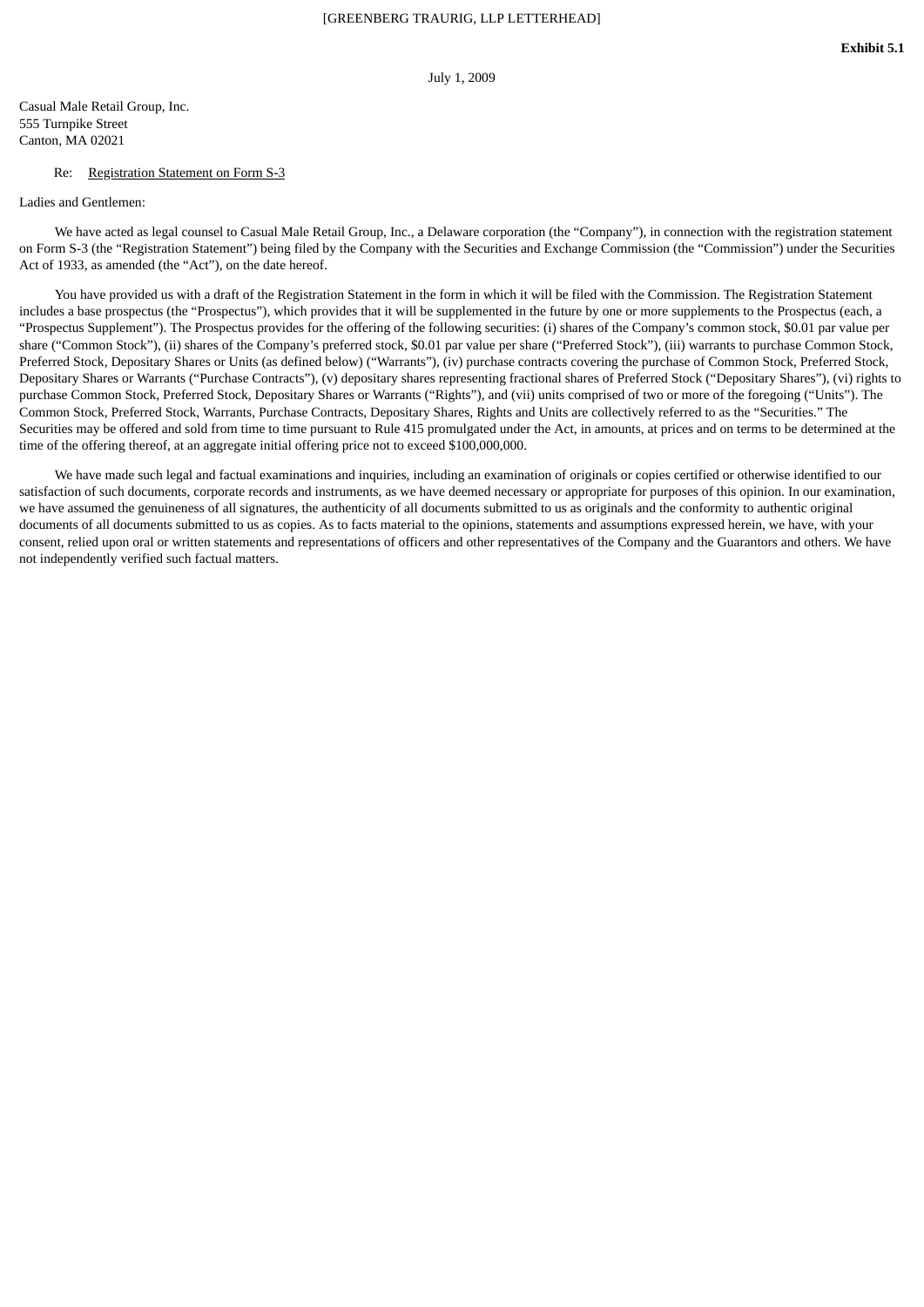[GREENBERG TRAURIG, LLP LETTERHEAD]

**Exhibit 5.1**

July 1, 2009

Casual Male Retail Group, Inc.
555 Turnpike Street
Canton, MA 02021

Re: Registration Statement on Form S-3

Ladies and Gentlemen:

We have acted as legal counsel to Casual Male Retail Group, Inc., a Delaware corporation (the "Company"), in connection with the registration statement on Form S-3 (the "Registration Statement") being filed by the Company with the Securities and Exchange Commission (the "Commission") under the Securities Act of 1933, as amended (the "Act"), on the date hereof.

You have provided us with a draft of the Registration Statement in the form in which it will be filed with the Commission. The Registration Statement includes a base prospectus (the "Prospectus"), which provides that it will be supplemented in the future by one or more supplements to the Prospectus (each, a "Prospectus Supplement"). The Prospectus provides for the offering of the following securities: (i) shares of the Company's common stock, $0.01 par value per share ("Common Stock"), (ii) shares of the Company's preferred stock, $0.01 par value per share ("Preferred Stock"), (iii) warrants to purchase Common Stock, Preferred Stock, Depositary Shares or Units (as defined below) ("Warrants"), (iv) purchase contracts covering the purchase of Common Stock, Preferred Stock, Depositary Shares or Warrants ("Purchase Contracts"), (v) depositary shares representing fractional shares of Preferred Stock ("Depositary Shares"), (vi) rights to purchase Common Stock, Preferred Stock, Depositary Shares or Warrants ("Rights"), and (vii) units comprised of two or more of the foregoing ("Units"). The Common Stock, Preferred Stock, Warrants, Purchase Contracts, Depositary Shares, Rights and Units are collectively referred to as the "Securities." The Securities may be offered and sold from time to time pursuant to Rule 415 promulgated under the Act, in amounts, at prices and on terms to be determined at the time of the offering thereof, at an aggregate initial offering price not to exceed $100,000,000.

We have made such legal and factual examinations and inquiries, including an examination of originals or copies certified or otherwise identified to our satisfaction of such documents, corporate records and instruments, as we have deemed necessary or appropriate for purposes of this opinion. In our examination, we have assumed the genuineness of all signatures, the authenticity of all documents submitted to us as originals and the conformity to authentic original documents of all documents submitted to us as copies. As to facts material to the opinions, statements and assumptions expressed herein, we have, with your consent, relied upon oral or written statements and representations of officers and other representatives of the Company and the Guarantors and others. We have not independently verified such factual matters.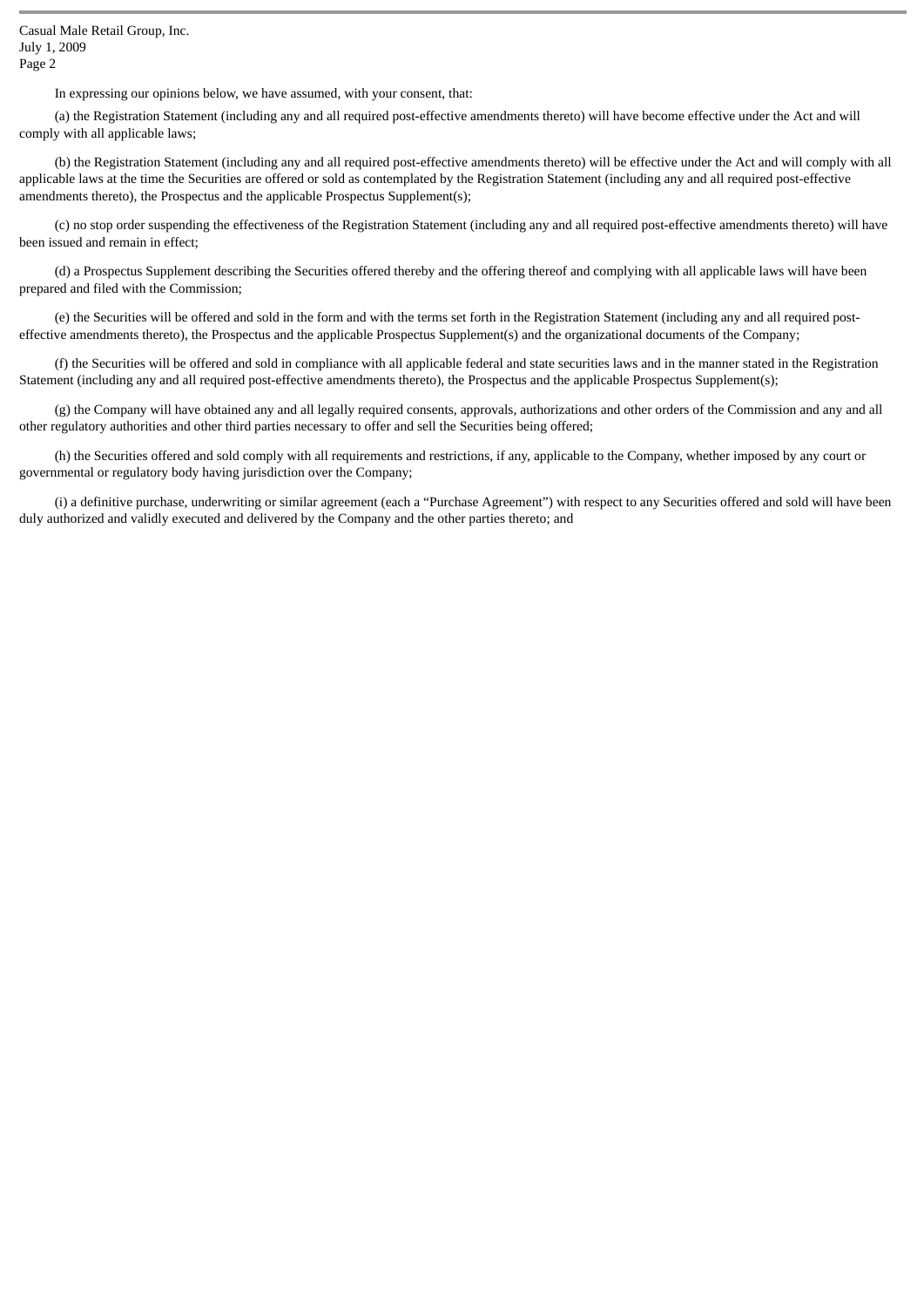In expressing our opinions below, we have assumed, with your consent, that:

(a) the Registration Statement (including any and all required post-effective amendments thereto) will have become effective under the Act and will comply with all applicable laws;

(b) the Registration Statement (including any and all required post-effective amendments thereto) will be effective under the Act and will comply with all applicable laws at the time the Securities are offered or sold as contemplated by the Registration Statement (including any and all required post-effective amendments thereto), the Prospectus and the applicable Prospectus Supplement(s);

(c) no stop order suspending the effectiveness of the Registration Statement (including any and all required post-effective amendments thereto) will have been issued and remain in effect;

(d) a Prospectus Supplement describing the Securities offered thereby and the offering thereof and complying with all applicable laws will have been prepared and filed with the Commission;

(e) the Securities will be offered and sold in the form and with the terms set forth in the Registration Statement (including any and all required post-effective amendments thereto), the Prospectus and the applicable Prospectus Supplement(s) and the organizational documents of the Company;

(f) the Securities will be offered and sold in compliance with all applicable federal and state securities laws and in the manner stated in the Registration Statement (including any and all required post-effective amendments thereto), the Prospectus and the applicable Prospectus Supplement(s);

(g) the Company will have obtained any and all legally required consents, approvals, authorizations and other orders of the Commission and any and all other regulatory authorities and other third parties necessary to offer and sell the Securities being offered;

(h) the Securities offered and sold comply with all requirements and restrictions, if any, applicable to the Company, whether imposed by any court or governmental or regulatory body having jurisdiction over the Company;

(i) a definitive purchase, underwriting or similar agreement (each a "Purchase Agreement") with respect to any Securities offered and sold will have been duly authorized and validly executed and delivered by the Company and the other parties thereto; and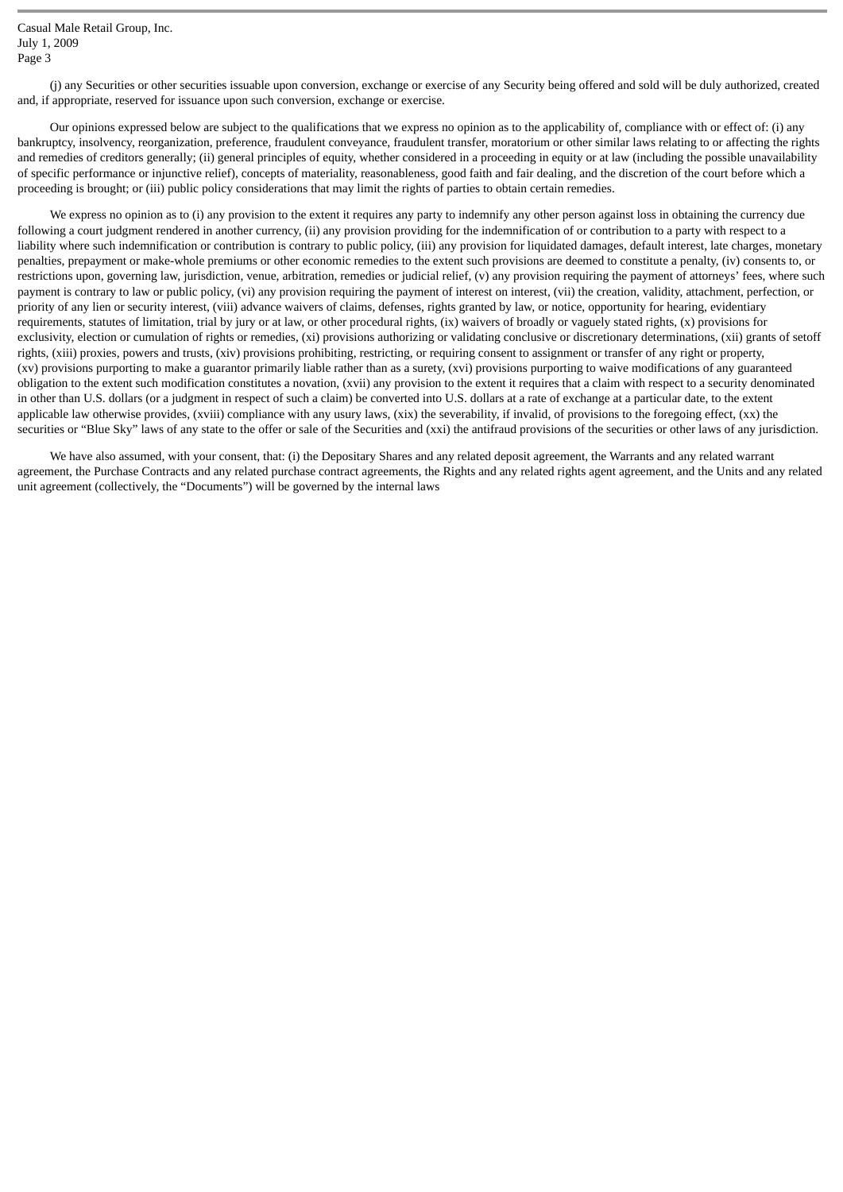(j) any Securities or other securities issuable upon conversion, exchange or exercise of any Security being offered and sold will be duly authorized, created and, if appropriate, reserved for issuance upon such conversion, exchange or exercise.

Our opinions expressed below are subject to the qualifications that we express no opinion as to the applicability of, compliance with or effect of: (i) any bankruptcy, insolvency, reorganization, preference, fraudulent conveyance, fraudulent transfer, moratorium or other similar laws relating to or affecting the rights and remedies of creditors generally; (ii) general principles of equity, whether considered in a proceeding in equity or at law (including the possible unavailability of specific performance or injunctive relief), concepts of materiality, reasonableness, good faith and fair dealing, and the discretion of the court before which a proceeding is brought; or (iii) public policy considerations that may limit the rights of parties to obtain certain remedies.

We express no opinion as to (i) any provision to the extent it requires any party to indemnify any other person against loss in obtaining the currency due following a court judgment rendered in another currency, (ii) any provision providing for the indemnification of or contribution to a party with respect to a liability where such indemnification or contribution is contrary to public policy, (iii) any provision for liquidated damages, default interest, late charges, monetary penalties, prepayment or make-whole premiums or other economic remedies to the extent such provisions are deemed to constitute a penalty, (iv) consents to, or restrictions upon, governing law, jurisdiction, venue, arbitration, remedies or judicial relief, (v) any provision requiring the payment of attorneys' fees, where such payment is contrary to law or public policy, (vi) any provision requiring the payment of interest on interest, (vii) the creation, validity, attachment, perfection, or priority of any lien or security interest, (viii) advance waivers of claims, defenses, rights granted by law, or notice, opportunity for hearing, evidentiary requirements, statutes of limitation, trial by jury or at law, or other procedural rights, (ix) waivers of broadly or vaguely stated rights, (x) provisions for exclusivity, election or cumulation of rights or remedies, (xi) provisions authorizing or validating conclusive or discretionary determinations, (xii) grants of setoff rights, (xiii) proxies, powers and trusts, (xiv) provisions prohibiting, restricting, or requiring consent to assignment or transfer of any right or property, (xv) provisions purporting to make a guarantor primarily liable rather than as a surety, (xvi) provisions purporting to waive modifications of any guaranteed obligation to the extent such modification constitutes a novation, (xvii) any provision to the extent it requires that a claim with respect to a security denominated in other than U.S. dollars (or a judgment in respect of such a claim) be converted into U.S. dollars at a rate of exchange at a particular date, to the extent applicable law otherwise provides, (xviii) compliance with any usury laws, (xix) the severability, if invalid, of provisions to the foregoing effect, (xx) the securities or "Blue Sky" laws of any state to the offer or sale of the Securities and (xxi) the antifraud provisions of the securities or other laws of any jurisdiction.

We have also assumed, with your consent, that: (i) the Depositary Shares and any related deposit agreement, the Warrants and any related warrant agreement, the Purchase Contracts and any related purchase contract agreements, the Rights and any related rights agent agreement, and the Units and any related unit agreement (collectively, the "Documents") will be governed by the internal laws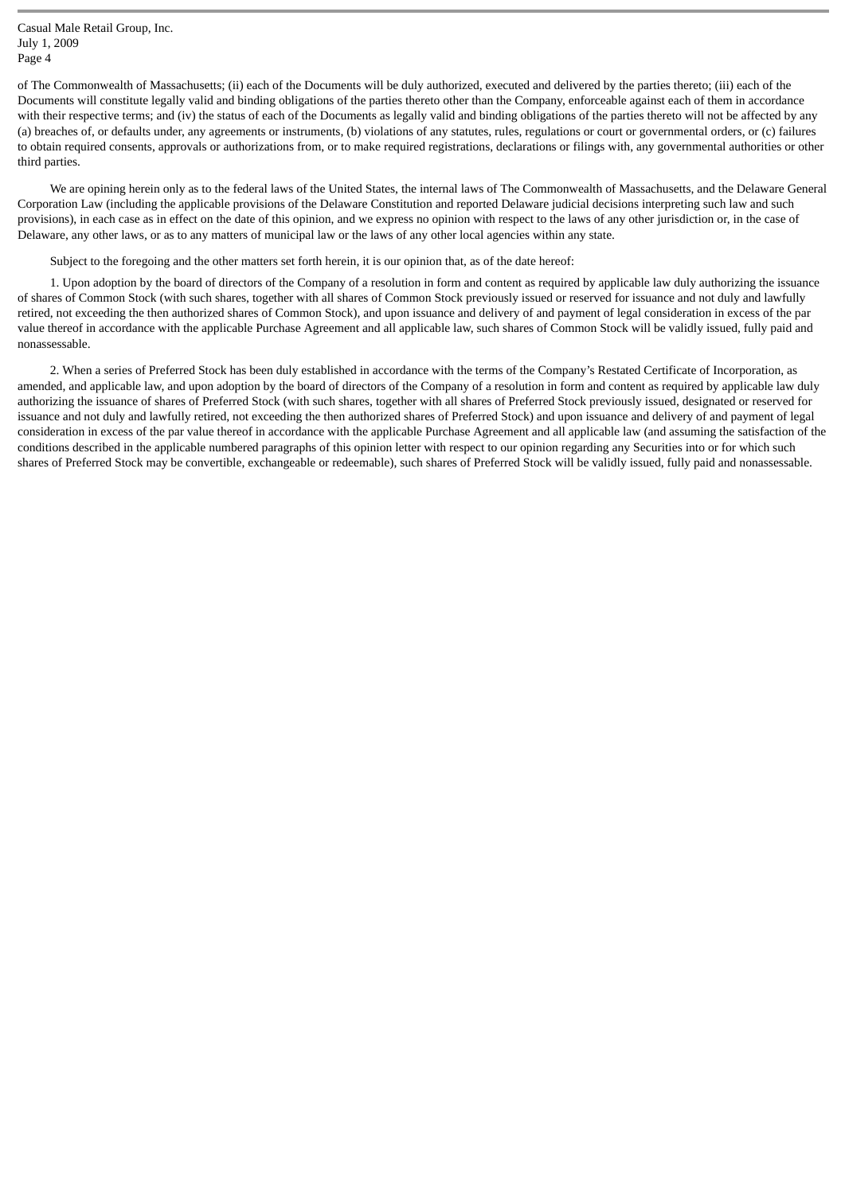of The Commonwealth of Massachusetts; (ii) each of the Documents will be duly authorized, executed and delivered by the parties thereto; (iii) each of the Documents will constitute legally valid and binding obligations of the parties thereto other than the Company, enforceable against each of them in accordance with their respective terms; and (iv) the status of each of the Documents as legally valid and binding obligations of the parties thereto will not be affected by any (a) breaches of, or defaults under, any agreements or instruments, (b) violations of any statutes, rules, regulations or court or governmental orders, or (c) failures to obtain required consents, approvals or authorizations from, or to make required registrations, declarations or filings with, any governmental authorities or other third parties.

We are opining herein only as to the federal laws of the United States, the internal laws of The Commonwealth of Massachusetts, and the Delaware General Corporation Law (including the applicable provisions of the Delaware Constitution and reported Delaware judicial decisions interpreting such law and such provisions), in each case as in effect on the date of this opinion, and we express no opinion with respect to the laws of any other jurisdiction or, in the case of Delaware, any other laws, or as to any matters of municipal law or the laws of any other local agencies within any state.

Subject to the foregoing and the other matters set forth herein, it is our opinion that, as of the date hereof:

1. Upon adoption by the board of directors of the Company of a resolution in form and content as required by applicable law duly authorizing the issuance of shares of Common Stock (with such shares, together with all shares of Common Stock previously issued or reserved for issuance and not duly and lawfully retired, not exceeding the then authorized shares of Common Stock), and upon issuance and delivery of and payment of legal consideration in excess of the par value thereof in accordance with the applicable Purchase Agreement and all applicable law, such shares of Common Stock will be validly issued, fully paid and nonassessable.

2. When a series of Preferred Stock has been duly established in accordance with the terms of the Company's Restated Certificate of Incorporation, as amended, and applicable law, and upon adoption by the board of directors of the Company of a resolution in form and content as required by applicable law duly authorizing the issuance of shares of Preferred Stock (with such shares, together with all shares of Preferred Stock previously issued, designated or reserved for issuance and not duly and lawfully retired, not exceeding the then authorized shares of Preferred Stock) and upon issuance and delivery of and payment of legal consideration in excess of the par value thereof in accordance with the applicable Purchase Agreement and all applicable law (and assuming the satisfaction of the conditions described in the applicable numbered paragraphs of this opinion letter with respect to our opinion regarding any Securities into or for which such shares of Preferred Stock may be convertible, exchangeable or redeemable), such shares of Preferred Stock will be validly issued, fully paid and nonassessable.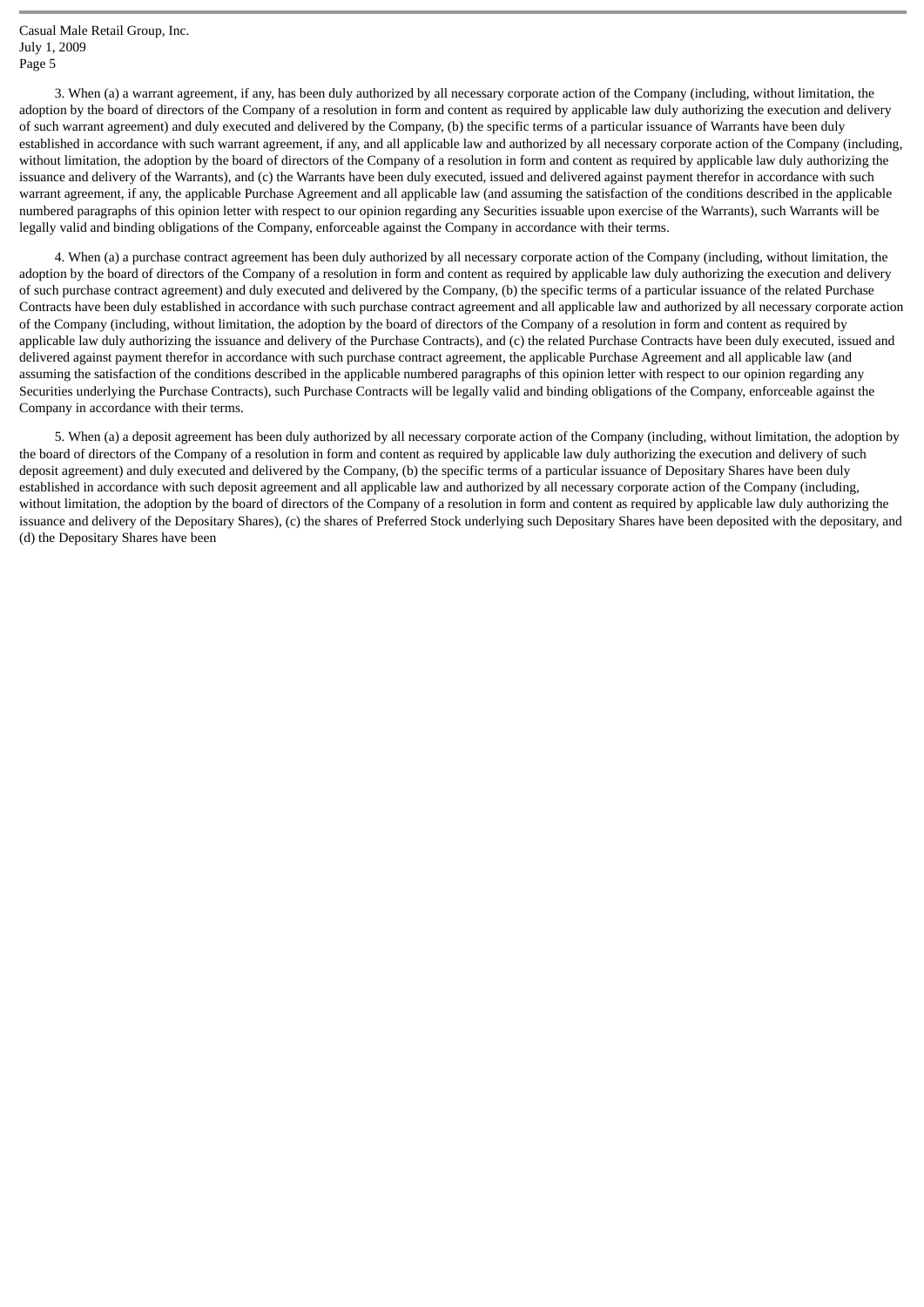3. When (a) a warrant agreement, if any, has been duly authorized by all necessary corporate action of the Company (including, without limitation, the adoption by the board of directors of the Company of a resolution in form and content as required by applicable law duly authorizing the execution and delivery of such warrant agreement) and duly executed and delivered by the Company, (b) the specific terms of a particular issuance of Warrants have been duly established in accordance with such warrant agreement, if any, and all applicable law and authorized by all necessary corporate action of the Company (including, without limitation, the adoption by the board of directors of the Company of a resolution in form and content as required by applicable law duly authorizing the issuance and delivery of the Warrants), and (c) the Warrants have been duly executed, issued and delivered against payment therefor in accordance with such warrant agreement, if any, the applicable Purchase Agreement and all applicable law (and assuming the satisfaction of the conditions described in the applicable numbered paragraphs of this opinion letter with respect to our opinion regarding any Securities issuable upon exercise of the Warrants), such Warrants will be legally valid and binding obligations of the Company, enforceable against the Company in accordance with their terms.

4. When (a) a purchase contract agreement has been duly authorized by all necessary corporate action of the Company (including, without limitation, the adoption by the board of directors of the Company of a resolution in form and content as required by applicable law duly authorizing the execution and delivery of such purchase contract agreement) and duly executed and delivered by the Company, (b) the specific terms of a particular issuance of the related Purchase Contracts have been duly established in accordance with such purchase contract agreement and all applicable law and authorized by all necessary corporate action of the Company (including, without limitation, the adoption by the board of directors of the Company of a resolution in form and content as required by applicable law duly authorizing the issuance and delivery of the Purchase Contracts), and (c) the related Purchase Contracts have been duly executed, issued and delivered against payment therefor in accordance with such purchase contract agreement, the applicable Purchase Agreement and all applicable law (and assuming the satisfaction of the conditions described in the applicable numbered paragraphs of this opinion letter with respect to our opinion regarding any Securities underlying the Purchase Contracts), such Purchase Contracts will be legally valid and binding obligations of the Company, enforceable against the Company in accordance with their terms.

5. When (a) a deposit agreement has been duly authorized by all necessary corporate action of the Company (including, without limitation, the adoption by the board of directors of the Company of a resolution in form and content as required by applicable law duly authorizing the execution and delivery of such deposit agreement) and duly executed and delivered by the Company, (b) the specific terms of a particular issuance of Depositary Shares have been duly established in accordance with such deposit agreement and all applicable law and authorized by all necessary corporate action of the Company (including, without limitation, the adoption by the board of directors of the Company of a resolution in form and content as required by applicable law duly authorizing the issuance and delivery of the Depositary Shares), (c) the shares of Preferred Stock underlying such Depositary Shares have been deposited with the depositary, and (d) the Depositary Shares have been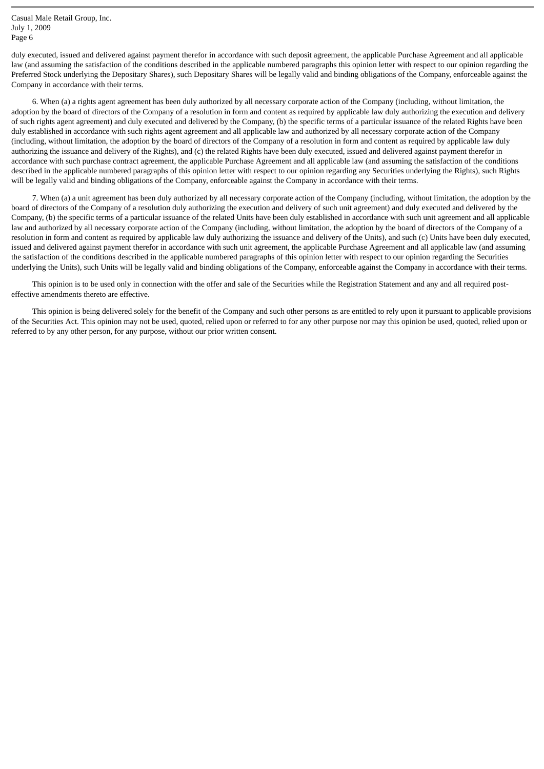duly executed, issued and delivered against payment therefor in accordance with such deposit agreement, the applicable Purchase Agreement and all applicable law (and assuming the satisfaction of the conditions described in the applicable numbered paragraphs this opinion letter with respect to our opinion regarding the Preferred Stock underlying the Depositary Shares), such Depositary Shares will be legally valid and binding obligations of the Company, enforceable against the Company in accordance with their terms.

6. When (a) a rights agent agreement has been duly authorized by all necessary corporate action of the Company (including, without limitation, the adoption by the board of directors of the Company of a resolution in form and content as required by applicable law duly authorizing the execution and delivery of such rights agent agreement) and duly executed and delivered by the Company, (b) the specific terms of a particular issuance of the related Rights have been duly established in accordance with such rights agent agreement and all applicable law and authorized by all necessary corporate action of the Company (including, without limitation, the adoption by the board of directors of the Company of a resolution in form and content as required by applicable law duly authorizing the issuance and delivery of the Rights), and (c) the related Rights have been duly executed, issued and delivered against payment therefor in accordance with such purchase contract agreement, the applicable Purchase Agreement and all applicable law (and assuming the satisfaction of the conditions described in the applicable numbered paragraphs of this opinion letter with respect to our opinion regarding any Securities underlying the Rights), such Rights will be legally valid and binding obligations of the Company, enforceable against the Company in accordance with their terms.

7. When (a) a unit agreement has been duly authorized by all necessary corporate action of the Company (including, without limitation, the adoption by the board of directors of the Company of a resolution duly authorizing the execution and delivery of such unit agreement) and duly executed and delivered by the Company, (b) the specific terms of a particular issuance of the related Units have been duly established in accordance with such unit agreement and all applicable law and authorized by all necessary corporate action of the Company (including, without limitation, the adoption by the board of directors of the Company of a resolution in form and content as required by applicable law duly authorizing the issuance and delivery of the Units), and such (c) Units have been duly executed, issued and delivered against payment therefor in accordance with such unit agreement, the applicable Purchase Agreement and all applicable law (and assuming the satisfaction of the conditions described in the applicable numbered paragraphs of this opinion letter with respect to our opinion regarding the Securities underlying the Units), such Units will be legally valid and binding obligations of the Company, enforceable against the Company in accordance with their terms.

This opinion is to be used only in connection with the offer and sale of the Securities while the Registration Statement and any and all required post-effective amendments thereto are effective.

This opinion is being delivered solely for the benefit of the Company and such other persons as are entitled to rely upon it pursuant to applicable provisions of the Securities Act. This opinion may not be used, quoted, relied upon or referred to for any other purpose nor may this opinion be used, quoted, relied upon or referred to by any other person, for any purpose, without our prior written consent.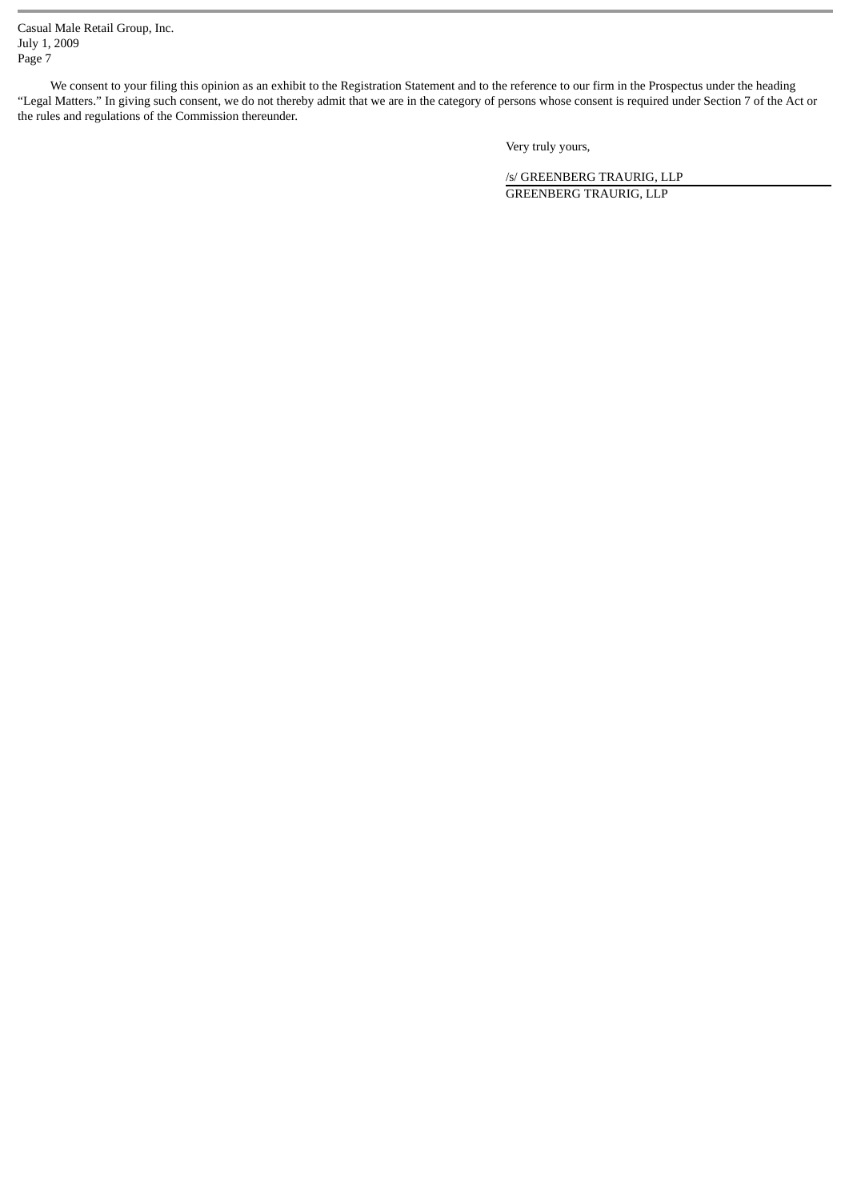We consent to your filing this opinion as an exhibit to the Registration Statement and to the reference to our firm in the Prospectus under the heading "Legal Matters." In giving such consent, we do not thereby admit that we are in the category of persons whose consent is required under Section 7 of the Act or the rules and regulations of the Commission thereunder.

Very truly yours,

/s/ GREENBERG TRAURIG, LLP

GREENBERG TRAURIG, LLP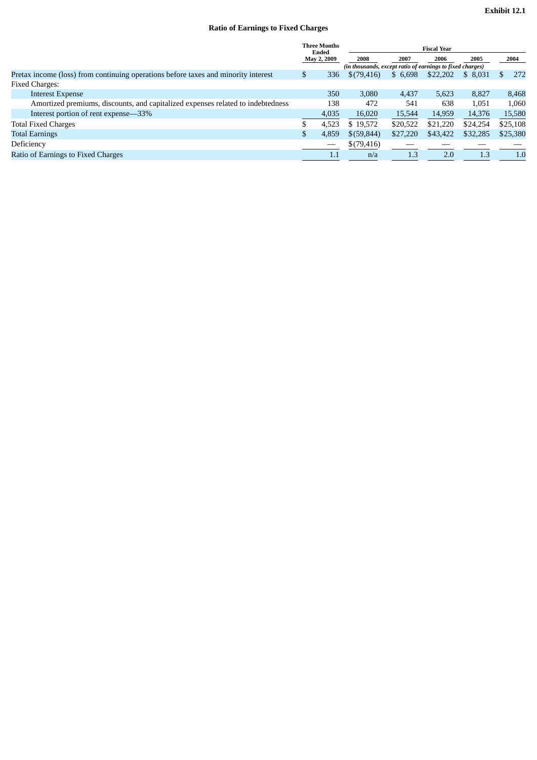**Exhibit 12.1**

**Ratio of Earnings to Fixed Charges**

| | Three Months Ended May 2, 2009 | Fiscal Year | | | | |
|---|---|---|---|---|---|---|
| | | 2008 | 2007 | 2006 | 2005 | 2004 |
| | *(in thousands, except ratio of earnings to fixed charges)* | | | | | |
| Pretax income (loss) from continuing operations before taxes and minority interest | $ 336 | $(79,416) | $ 6,698 | $22,202 | $ 8,031 | $ 272 |
| Fixed Charges: | | | | | | |
| Interest Expense | 350 | 3,080 | 4,437 | 5,623 | 8,827 | 8,468 |
| Amortized premiums, discounts, and capitalized expenses related to indebtedness | 138 | 472 | 541 | 638 | 1,051 | 1,060 |
| Interest portion of rent expense—33% | 4,035 | 16,020 | 15,544 | 14,959 | 14,376 | 15,580 |
| Total Fixed Charges | $ 4,523 | $ 19,572 | $20,522 | $21,220 | $24,254 | $25,108 |
| Total Earnings | $ 4,859 | $(59,844) | $27,220 | $43,422 | $32,285 | $25,380 |
| Deficiency | — | $(79,416) | — | — | — | — |
| Ratio of Earnings to Fixed Charges | 1.1 | n/a | 1.3 | 2.0 | 1.3 | 1.0 |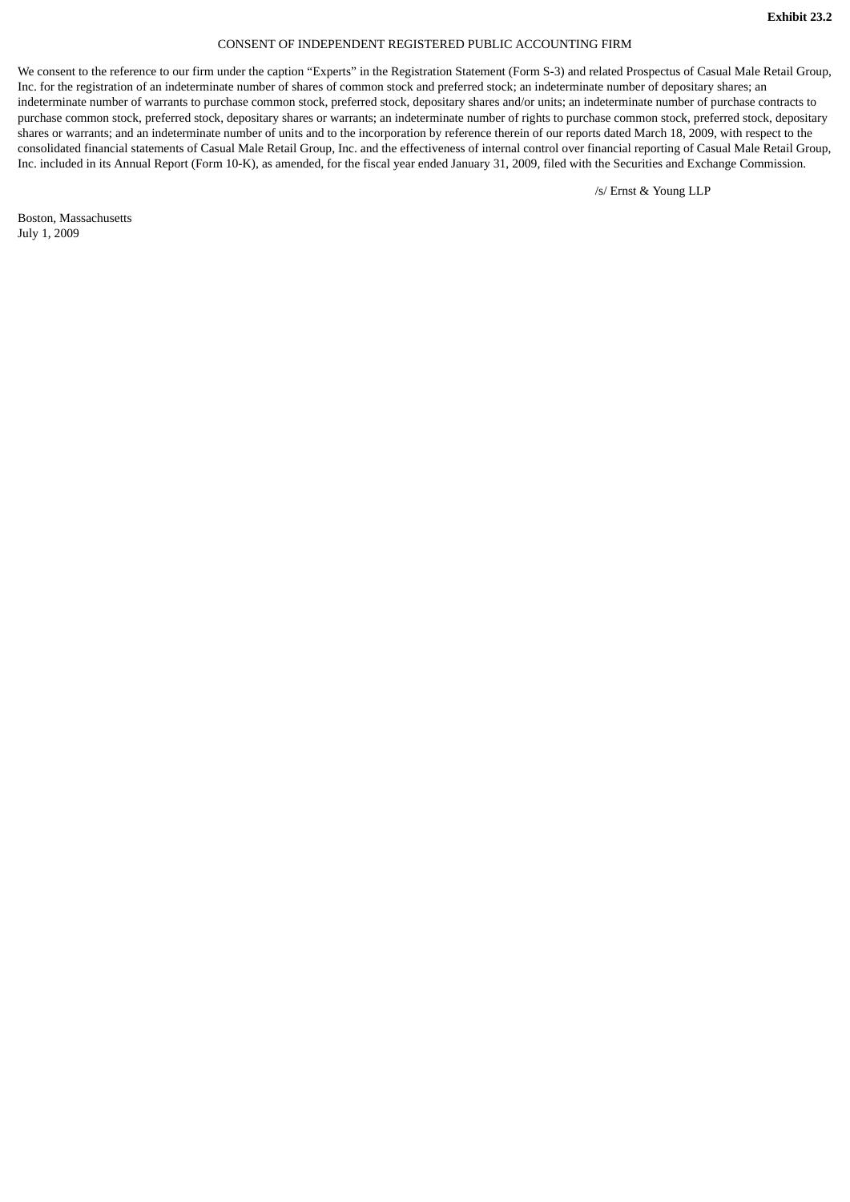**Exhibit 23.2**

CONSENT OF INDEPENDENT REGISTERED PUBLIC ACCOUNTING FIRM

We consent to the reference to our firm under the caption “Experts” in the Registration Statement (Form S-3) and related Prospectus of Casual Male Retail Group, Inc. for the registration of an indeterminate number of shares of common stock and preferred stock; an indeterminate number of depositary shares; an indeterminate number of warrants to purchase common stock, preferred stock, depositary shares and/or units; an indeterminate number of purchase contracts to purchase common stock, preferred stock, depositary shares or warrants; an indeterminate number of rights to purchase common stock, preferred stock, depositary shares or warrants; and an indeterminate number of units and to the incorporation by reference therein of our reports dated March 18, 2009, with respect to the consolidated financial statements of Casual Male Retail Group, Inc. and the effectiveness of internal control over financial reporting of Casual Male Retail Group, Inc. included in its Annual Report (Form 10-K), as amended, for the fiscal year ended January 31, 2009, filed with the Securities and Exchange Commission.

/s/ Ernst & Young LLP

Boston, Massachusetts
July 1, 2009